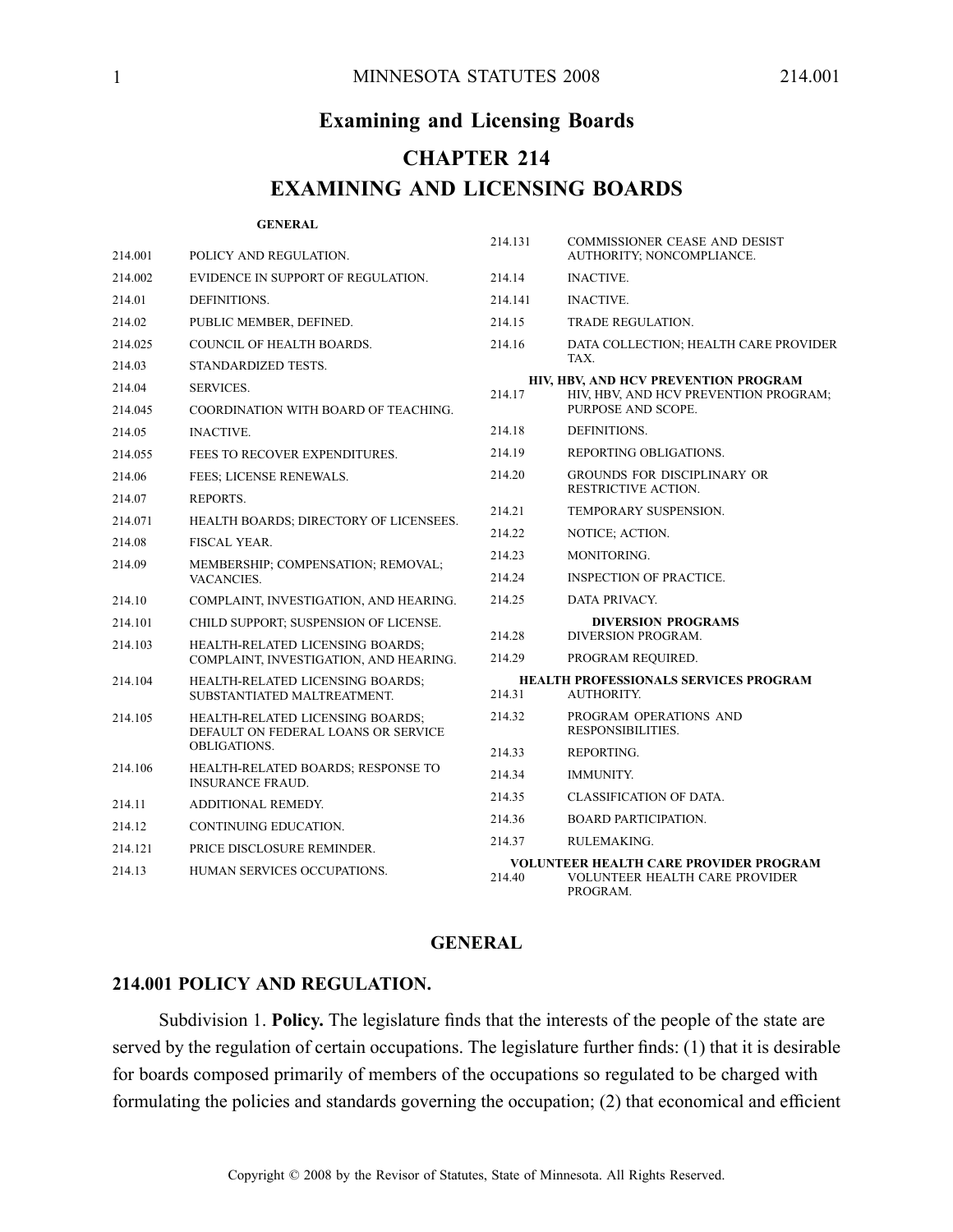# Examining and Licensing Boards

# CHAPTER 214

# EXAMINING AND LICENSING BOARDS

**GENERAL**

| | |
|---|---|
| 214.001 | POLICY AND REGULATION. |
| 214.002 | EVIDENCE IN SUPPORT OF REGULATION. |
| 214.01 | DEFINITIONS. |
| 214.02 | PUBLIC MEMBER, DEFINED. |
| 214.025 | COUNCIL OF HEALTH BOARDS. |
| 214.03 | STANDARDIZED TESTS. |
| 214.04 | SERVICES. |
| 214.045 | COORDINATION WITH BOARD OF TEACHING. |
| 214.05 | INACTIVE. |
| 214.055 | FEES TO RECOVER EXPENDITURES. |
| 214.06 | FEES; LICENSE RENEWALS. |
| 214.07 | REPORTS. |
| 214.071 | HEALTH BOARDS; DIRECTORY OF LICENSEES. |
| 214.08 | FISCAL YEAR. |
| 214.09 | MEMBERSHIP; COMPENSATION; REMOVAL; VACANCIES. |
| 214.10 | COMPLAINT, INVESTIGATION, AND HEARING. |
| 214.101 | CHILD SUPPORT; SUSPENSION OF LICENSE. |
| 214.103 | HEALTH-RELATED LICENSING BOARDS; COMPLAINT, INVESTIGATION, AND HEARING. |
| 214.104 | HEALTH-RELATED LICENSING BOARDS; SUBSTANTIATED MALTREATMENT. |
| 214.105 | HEALTH-RELATED LICENSING BOARDS; DEFAULT ON FEDERAL LOANS OR SERVICE OBLIGATIONS. |
| 214.106 | HEALTH-RELATED BOARDS; RESPONSE TO INSURANCE FRAUD. |
| 214.11 | ADDITIONAL REMEDY. |
| 214.12 | CONTINUING EDUCATION. |
| 214.121 | PRICE DISCLOSURE REMINDER. |
| 214.13 | HUMAN SERVICES OCCUPATIONS. |
| 214.131 | COMMISSIONER CEASE AND DESIST AUTHORITY; NONCOMPLIANCE. |
| 214.14 | INACTIVE. |
| 214.141 | INACTIVE. |
| 214.15 | TRADE REGULATION. |
| 214.16 | DATA COLLECTION; HEALTH CARE PROVIDER TAX. |

**HIV, HBV, AND HCV PREVENTION PROGRAM**

| | |
|---|---|
| 214.17 | HIV, HBV, AND HCV PREVENTION PROGRAM; PURPOSE AND SCOPE. |
| 214.18 | DEFINITIONS. |
| 214.19 | REPORTING OBLIGATIONS. |
| 214.20 | GROUNDS FOR DISCIPLINARY OR RESTRICTIVE ACTION. |
| 214.21 | TEMPORARY SUSPENSION. |
| 214.22 | NOTICE; ACTION. |
| 214.23 | MONITORING. |
| 214.24 | INSPECTION OF PRACTICE. |
| 214.25 | DATA PRIVACY. |

**DIVERSION PROGRAMS**

| | |
|---|---|
| 214.28 | DIVERSION PROGRAM. |
| 214.29 | PROGRAM REQUIRED. |

**HEALTH PROFESSIONALS SERVICES PROGRAM**

| | |
|---|---|
| 214.31 | AUTHORITY. |
| 214.32 | PROGRAM OPERATIONS AND RESPONSIBILITIES. |
| 214.33 | REPORTING. |
| 214.34 | IMMUNITY. |
| 214.35 | CLASSIFICATION OF DATA. |
| 214.36 | BOARD PARTICIPATION. |
| 214.37 | RULEMAKING. |

**VOLUNTEER HEALTH CARE PROVIDER PROGRAM**

| | |
|---|---|
| 214.40 | VOLUNTEER HEALTH CARE PROVIDER PROGRAM. |

## GENERAL

### 214.001 POLICY AND REGULATION.

Subdivision 1. **Policy.** The legislature finds that the interests of the people of the state are served by the regulation of certain occupations. The legislature further finds: (1) that it is desirable for boards composed primarily of members of the occupations so regulated to be charged with formulating the policies and standards governing the occupation; (2) that economical and efficient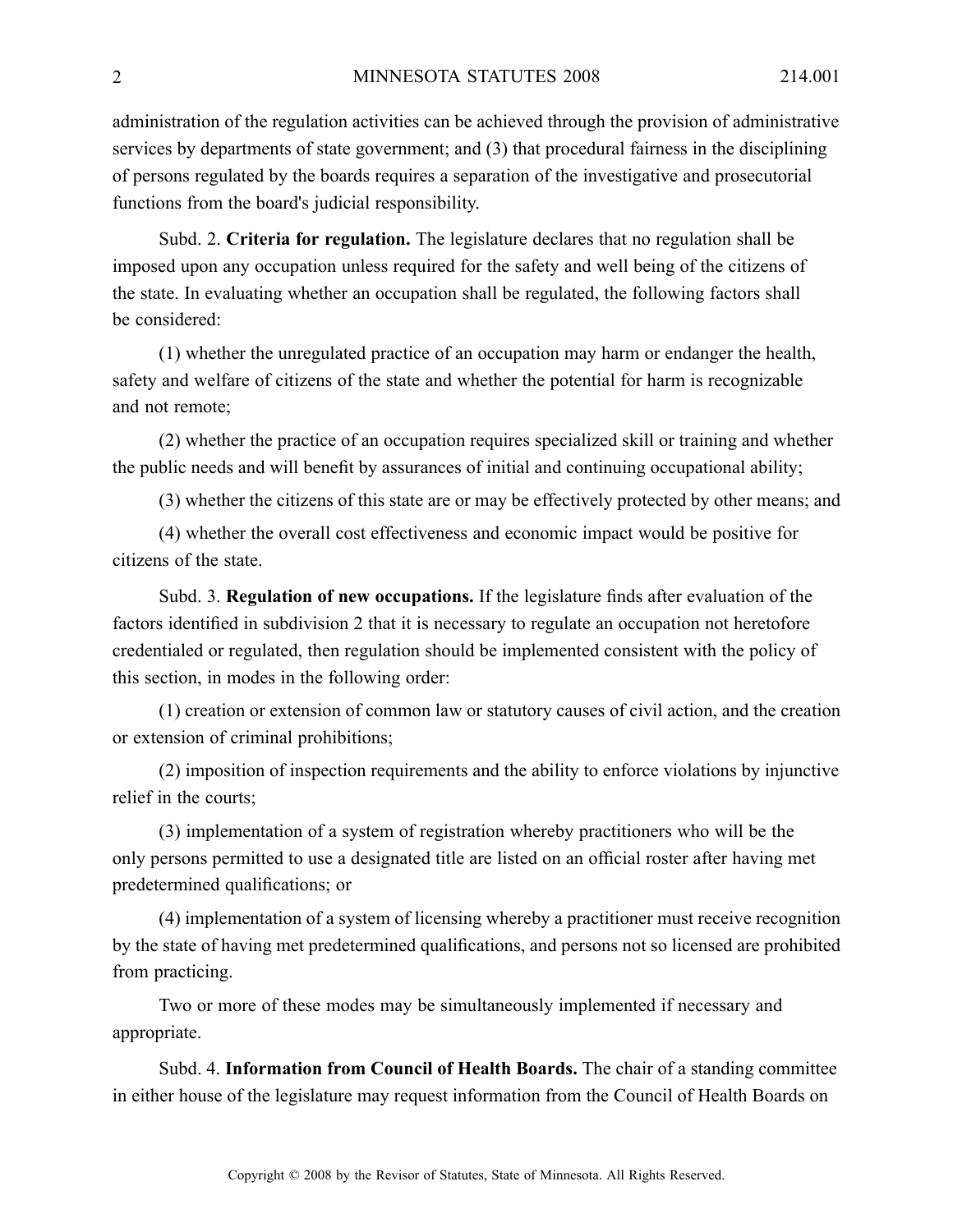administration of the regulation activities can be achieved through the provision of administrative services by departments of state government; and (3) that procedural fairness in the disciplining of persons regulated by the boards requires a separation of the investigative and prosecutorial functions from the board's judicial responsibility.

Subd. 2. **Criteria for regulation.** The legislature declares that no regulation shall be imposed upon any occupation unless required for the safety and well being of the citizens of the state. In evaluating whether an occupation shall be regulated, the following factors shall be considered:

(1) whether the unregulated practice of an occupation may harm or endanger the health, safety and welfare of citizens of the state and whether the potential for harm is recognizable and not remote;

(2) whether the practice of an occupation requires specialized skill or training and whether the public needs and will benefit by assurances of initial and continuing occupational ability;

(3) whether the citizens of this state are or may be effectively protected by other means; and

(4) whether the overall cost effectiveness and economic impact would be positive for citizens of the state.

Subd. 3. **Regulation of new occupations.** If the legislature finds after evaluation of the factors identified in subdivision 2 that it is necessary to regulate an occupation not heretofore credentialed or regulated, then regulation should be implemented consistent with the policy of this section, in modes in the following order:

(1) creation or extension of common law or statutory causes of civil action, and the creation or extension of criminal prohibitions;

(2) imposition of inspection requirements and the ability to enforce violations by injunctive relief in the courts;

(3) implementation of a system of registration whereby practitioners who will be the only persons permitted to use a designated title are listed on an official roster after having met predetermined qualifications; or

(4) implementation of a system of licensing whereby a practitioner must receive recognition by the state of having met predetermined qualifications, and persons not so licensed are prohibited from practicing.

Two or more of these modes may be simultaneously implemented if necessary and appropriate.

Subd. 4. **Information from Council of Health Boards.** The chair of a standing committee in either house of the legislature may request information from the Council of Health Boards on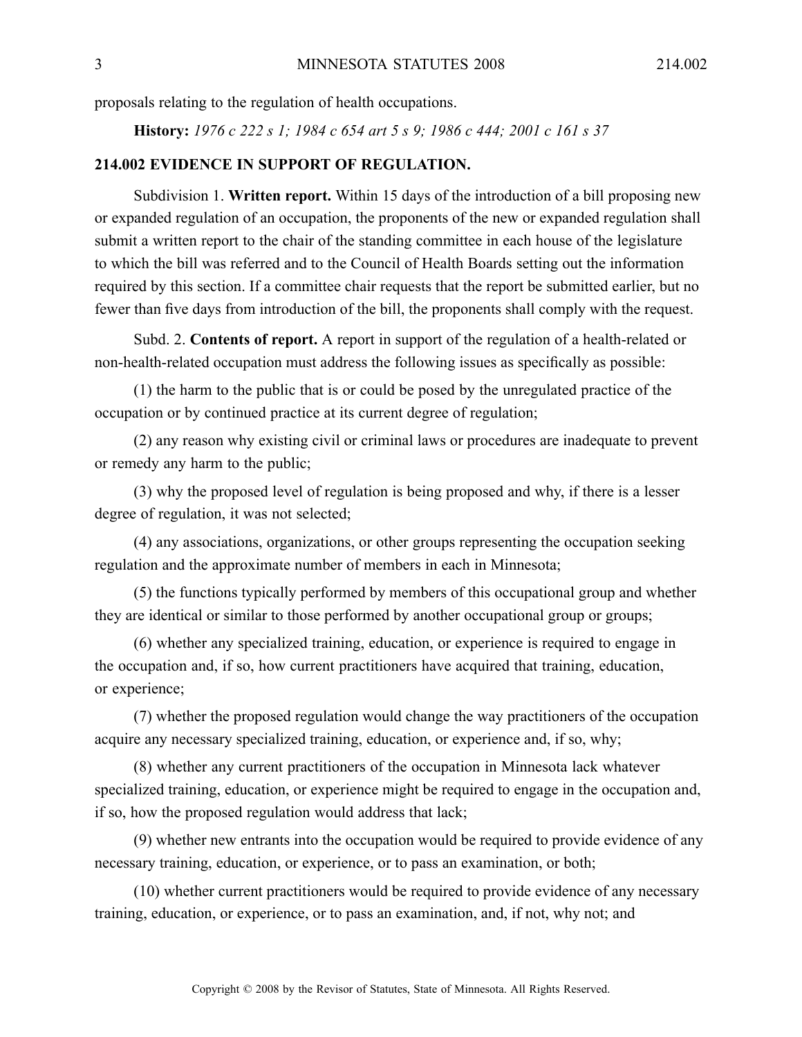proposals relating to the regulation of health occupations.

**History:** *1976 c 222 s 1; 1984 c 654 art 5 s 9; 1986 c 444; 2001 c 161 s 37*

**214.002 EVIDENCE IN SUPPORT OF REGULATION.**

Subdivision 1. **Written report.** Within 15 days of the introduction of a bill proposing new or expanded regulation of an occupation, the proponents of the new or expanded regulation shall submit a written report to the chair of the standing committee in each house of the legislature to which the bill was referred and to the Council of Health Boards setting out the information required by this section. If a committee chair requests that the report be submitted earlier, but no fewer than five days from introduction of the bill, the proponents shall comply with the request.

Subd. 2. **Contents of report.** A report in support of the regulation of a health-related or non-health-related occupation must address the following issues as specifically as possible:

(1) the harm to the public that is or could be posed by the unregulated practice of the occupation or by continued practice at its current degree of regulation;

(2) any reason why existing civil or criminal laws or procedures are inadequate to prevent or remedy any harm to the public;

(3) why the proposed level of regulation is being proposed and why, if there is a lesser degree of regulation, it was not selected;

(4) any associations, organizations, or other groups representing the occupation seeking regulation and the approximate number of members in each in Minnesota;

(5) the functions typically performed by members of this occupational group and whether they are identical or similar to those performed by another occupational group or groups;

(6) whether any specialized training, education, or experience is required to engage in the occupation and, if so, how current practitioners have acquired that training, education, or experience;

(7) whether the proposed regulation would change the way practitioners of the occupation acquire any necessary specialized training, education, or experience and, if so, why;

(8) whether any current practitioners of the occupation in Minnesota lack whatever specialized training, education, or experience might be required to engage in the occupation and, if so, how the proposed regulation would address that lack;

(9) whether new entrants into the occupation would be required to provide evidence of any necessary training, education, or experience, or to pass an examination, or both;

(10) whether current practitioners would be required to provide evidence of any necessary training, education, or experience, or to pass an examination, and, if not, why not; and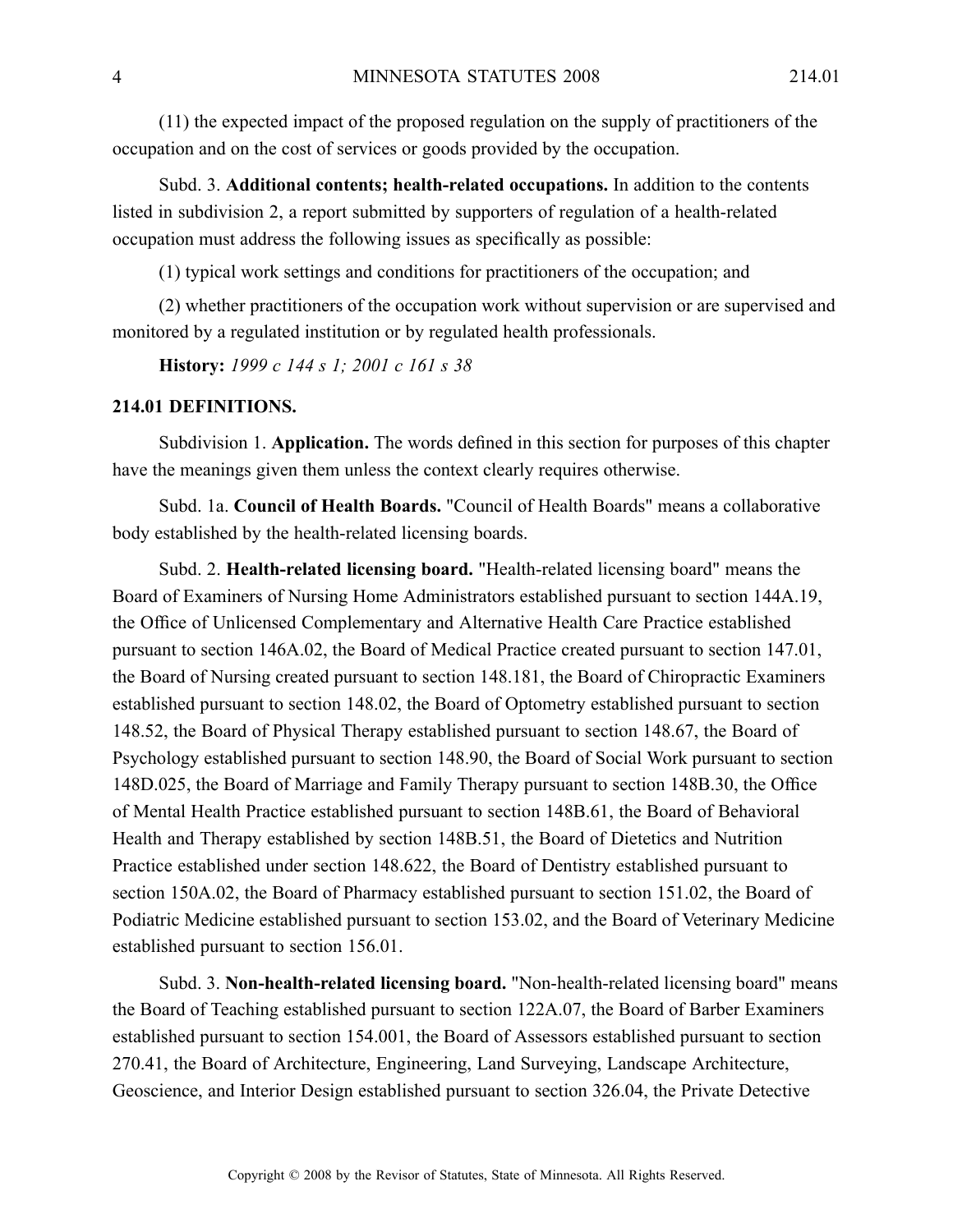(11) the expected impact of the proposed regulation on the supply of practitioners of the occupation and on the cost of services or goods provided by the occupation.

Subd. 3. **Additional contents; health-related occupations.** In addition to the contents listed in subdivision 2, a report submitted by supporters of regulation of a health-related occupation must address the following issues as specifically as possible:

(1) typical work settings and conditions for practitioners of the occupation; and

(2) whether practitioners of the occupation work without supervision or are supervised and monitored by a regulated institution or by regulated health professionals.

**History:** *1999 c 144 s 1; 2001 c 161 s 38*

## 214.01 DEFINITIONS.

Subdivision 1. **Application.** The words defined in this section for purposes of this chapter have the meanings given them unless the context clearly requires otherwise.

Subd. 1a. **Council of Health Boards.** "Council of Health Boards" means a collaborative body established by the health-related licensing boards.

Subd. 2. **Health-related licensing board.** "Health-related licensing board" means the Board of Examiners of Nursing Home Administrators established pursuant to section 144A.19, the Office of Unlicensed Complementary and Alternative Health Care Practice established pursuant to section 146A.02, the Board of Medical Practice created pursuant to section 147.01, the Board of Nursing created pursuant to section 148.181, the Board of Chiropractic Examiners established pursuant to section 148.02, the Board of Optometry established pursuant to section 148.52, the Board of Physical Therapy established pursuant to section 148.67, the Board of Psychology established pursuant to section 148.90, the Board of Social Work pursuant to section 148D.025, the Board of Marriage and Family Therapy pursuant to section 148B.30, the Office of Mental Health Practice established pursuant to section 148B.61, the Board of Behavioral Health and Therapy established by section 148B.51, the Board of Dietetics and Nutrition Practice established under section 148.622, the Board of Dentistry established pursuant to section 150A.02, the Board of Pharmacy established pursuant to section 151.02, the Board of Podiatric Medicine established pursuant to section 153.02, and the Board of Veterinary Medicine established pursuant to section 156.01.

Subd. 3. **Non-health-related licensing board.** "Non-health-related licensing board" means the Board of Teaching established pursuant to section 122A.07, the Board of Barber Examiners established pursuant to section 154.001, the Board of Assessors established pursuant to section 270.41, the Board of Architecture, Engineering, Land Surveying, Landscape Architecture, Geoscience, and Interior Design established pursuant to section 326.04, the Private Detective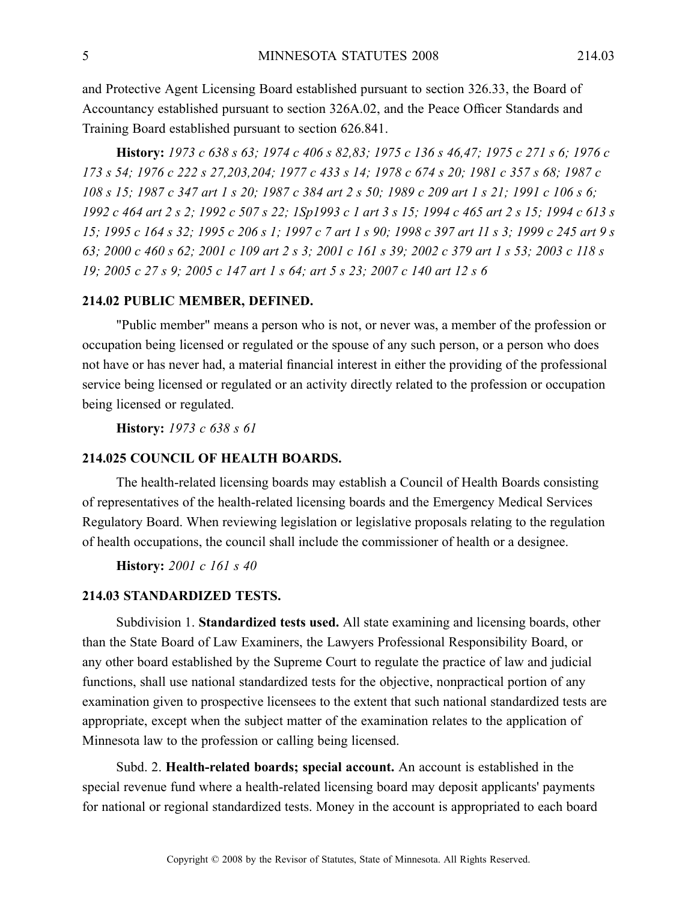and Protective Agent Licensing Board established pursuant to section 326.33, the Board of Accountancy established pursuant to section 326A.02, and the Peace Officer Standards and Training Board established pursuant to section 626.841.

**History:** *1973 c 638 s 63; 1974 c 406 s 82,83; 1975 c 136 s 46,47; 1975 c 271 s 6; 1976 c 173 s 54; 1976 c 222 s 27,203,204; 1977 c 433 s 14; 1978 c 674 s 20; 1981 c 357 s 68; 1987 c 108 s 15; 1987 c 347 art 1 s 20; 1987 c 384 art 2 s 50; 1989 c 209 art 1 s 21; 1991 c 106 s 6; 1992 c 464 art 2 s 2; 1992 c 507 s 22; 1Sp1993 c 1 art 3 s 15; 1994 c 465 art 2 s 15; 1994 c 613 s 15; 1995 c 164 s 32; 1995 c 206 s 1; 1997 c 7 art 1 s 90; 1998 c 397 art 11 s 3; 1999 c 245 art 9 s 63; 2000 c 460 s 62; 2001 c 109 art 2 s 3; 2001 c 161 s 39; 2002 c 379 art 1 s 53; 2003 c 118 s 19; 2005 c 27 s 9; 2005 c 147 art 1 s 64; art 5 s 23; 2007 c 140 art 12 s 6*

### 214.02 PUBLIC MEMBER, DEFINED.

"Public member" means a person who is not, or never was, a member of the profession or occupation being licensed or regulated or the spouse of any such person, or a person who does not have or has never had, a material financial interest in either the providing of the professional service being licensed or regulated or an activity directly related to the profession or occupation being licensed or regulated.

**History:** *1973 c 638 s 61*

### 214.025 COUNCIL OF HEALTH BOARDS.

The health-related licensing boards may establish a Council of Health Boards consisting of representatives of the health-related licensing boards and the Emergency Medical Services Regulatory Board. When reviewing legislation or legislative proposals relating to the regulation of health occupations, the council shall include the commissioner of health or a designee.

**History:** *2001 c 161 s 40*

### 214.03 STANDARDIZED TESTS.

Subdivision 1. **Standardized tests used.** All state examining and licensing boards, other than the State Board of Law Examiners, the Lawyers Professional Responsibility Board, or any other board established by the Supreme Court to regulate the practice of law and judicial functions, shall use national standardized tests for the objective, nonpractical portion of any examination given to prospective licensees to the extent that such national standardized tests are appropriate, except when the subject matter of the examination relates to the application of Minnesota law to the profession or calling being licensed.

Subd. 2. **Health-related boards; special account.** An account is established in the special revenue fund where a health-related licensing board may deposit applicants' payments for national or regional standardized tests. Money in the account is appropriated to each board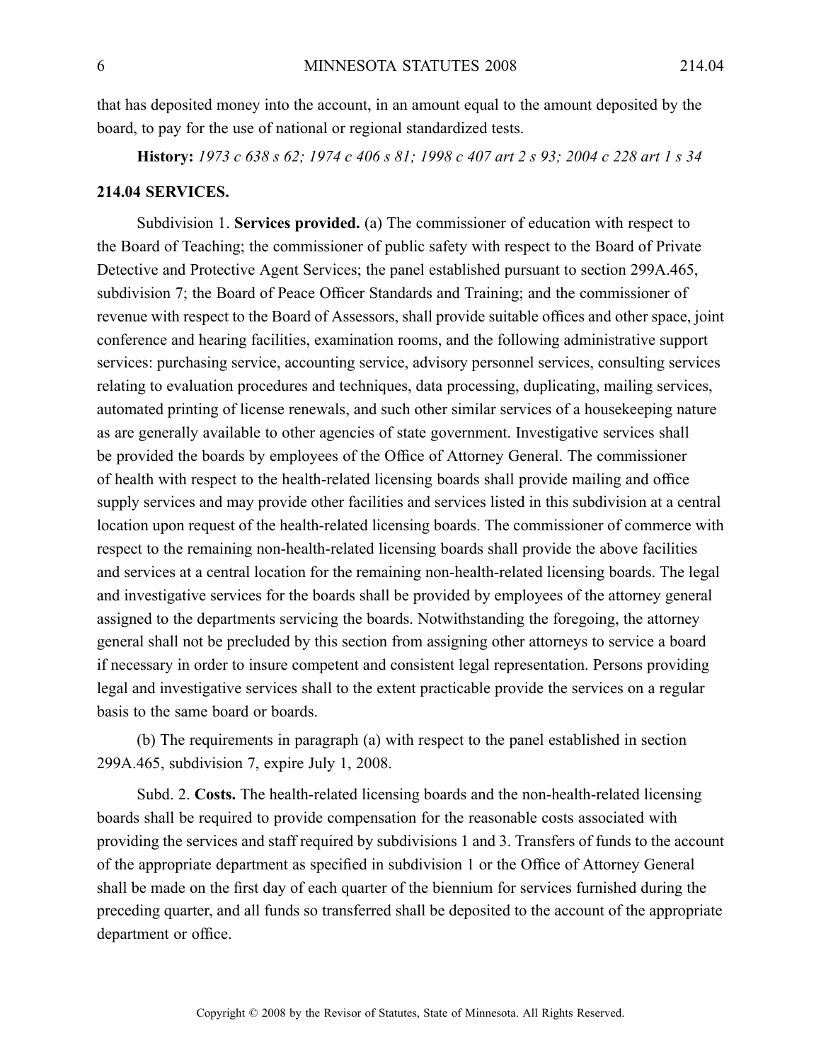that has deposited money into the account, in an amount equal to the amount deposited by the board, to pay for the use of national or regional standardized tests.

**History:** *1973 c 638 s 62; 1974 c 406 s 81; 1998 c 407 art 2 s 93; 2004 c 228 art 1 s 34*

**214.04 SERVICES.**

Subdivision 1. **Services provided.** (a) The commissioner of education with respect to the Board of Teaching; the commissioner of public safety with respect to the Board of Private Detective and Protective Agent Services; the panel established pursuant to section 299A.465, subdivision 7; the Board of Peace Officer Standards and Training; and the commissioner of revenue with respect to the Board of Assessors, shall provide suitable offices and other space, joint conference and hearing facilities, examination rooms, and the following administrative support services: purchasing service, accounting service, advisory personnel services, consulting services relating to evaluation procedures and techniques, data processing, duplicating, mailing services, automated printing of license renewals, and such other similar services of a housekeeping nature as are generally available to other agencies of state government. Investigative services shall be provided the boards by employees of the Office of Attorney General. The commissioner of health with respect to the health-related licensing boards shall provide mailing and office supply services and may provide other facilities and services listed in this subdivision at a central location upon request of the health-related licensing boards. The commissioner of commerce with respect to the remaining non-health-related licensing boards shall provide the above facilities and services at a central location for the remaining non-health-related licensing boards. The legal and investigative services for the boards shall be provided by employees of the attorney general assigned to the departments servicing the boards. Notwithstanding the foregoing, the attorney general shall not be precluded by this section from assigning other attorneys to service a board if necessary in order to insure competent and consistent legal representation. Persons providing legal and investigative services shall to the extent practicable provide the services on a regular basis to the same board or boards.

(b) The requirements in paragraph (a) with respect to the panel established in section 299A.465, subdivision 7, expire July 1, 2008.

Subd. 2. **Costs.** The health-related licensing boards and the non-health-related licensing boards shall be required to provide compensation for the reasonable costs associated with providing the services and staff required by subdivisions 1 and 3. Transfers of funds to the account of the appropriate department as specified in subdivision 1 or the Office of Attorney General shall be made on the first day of each quarter of the biennium for services furnished during the preceding quarter, and all funds so transferred shall be deposited to the account of the appropriate department or office.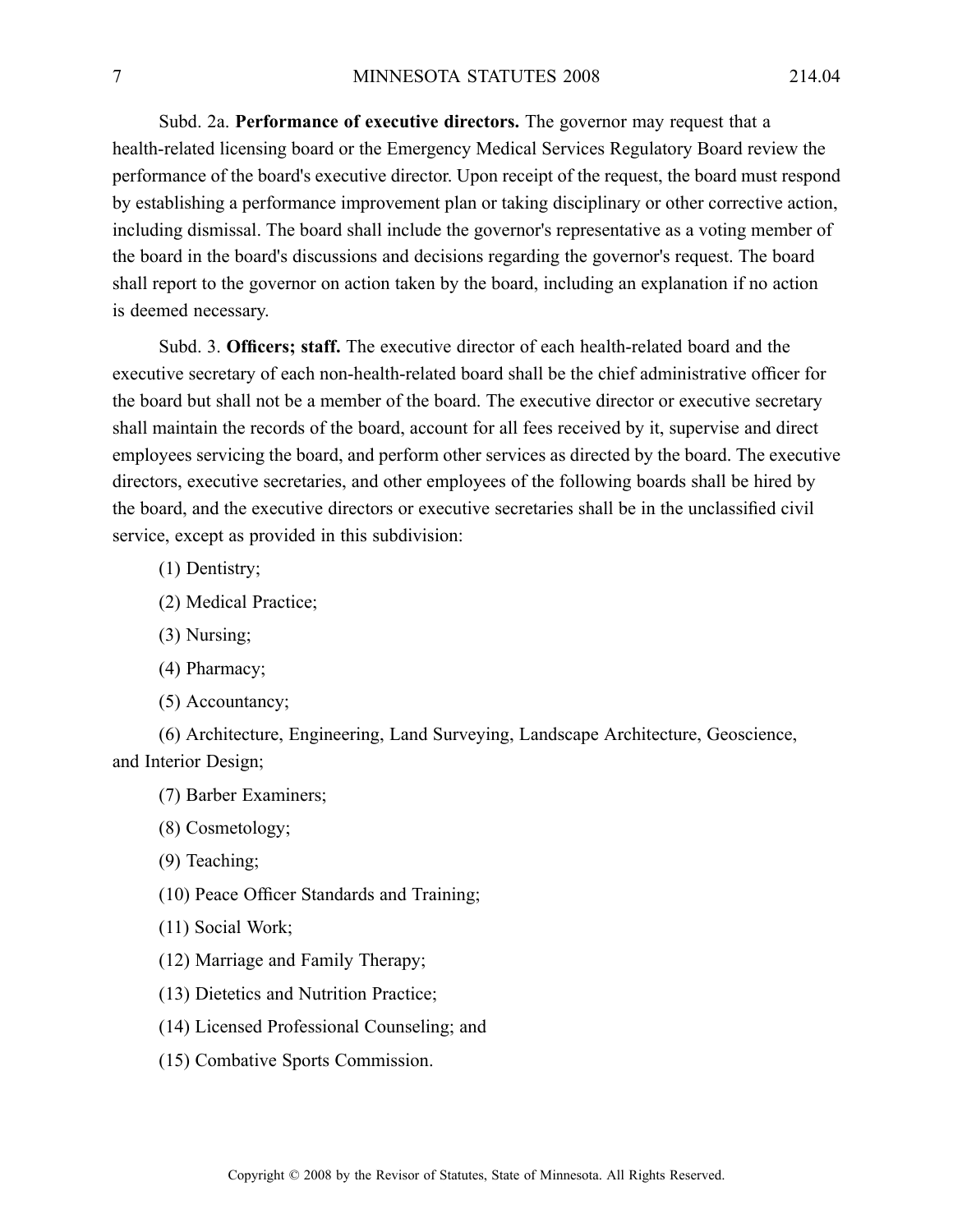Subd. 2a. **Performance of executive directors.** The governor may request that a health-related licensing board or the Emergency Medical Services Regulatory Board review the performance of the board's executive director. Upon receipt of the request, the board must respond by establishing a performance improvement plan or taking disciplinary or other corrective action, including dismissal. The board shall include the governor's representative as a voting member of the board in the board's discussions and decisions regarding the governor's request. The board shall report to the governor on action taken by the board, including an explanation if no action is deemed necessary.

Subd. 3. **Officers; staff.** The executive director of each health-related board and the executive secretary of each non-health-related board shall be the chief administrative officer for the board but shall not be a member of the board. The executive director or executive secretary shall maintain the records of the board, account for all fees received by it, supervise and direct employees servicing the board, and perform other services as directed by the board. The executive directors, executive secretaries, and other employees of the following boards shall be hired by the board, and the executive directors or executive secretaries shall be in the unclassified civil service, except as provided in this subdivision:

(1) Dentistry;

(2) Medical Practice;

(3) Nursing;

(4) Pharmacy;

(5) Accountancy;

(6) Architecture, Engineering, Land Surveying, Landscape Architecture, Geoscience, and Interior Design;

(7) Barber Examiners;

(8) Cosmetology;

(9) Teaching;

(10) Peace Officer Standards and Training;

(11) Social Work;

(12) Marriage and Family Therapy;

(13) Dietetics and Nutrition Practice;

(14) Licensed Professional Counseling; and

(15) Combative Sports Commission.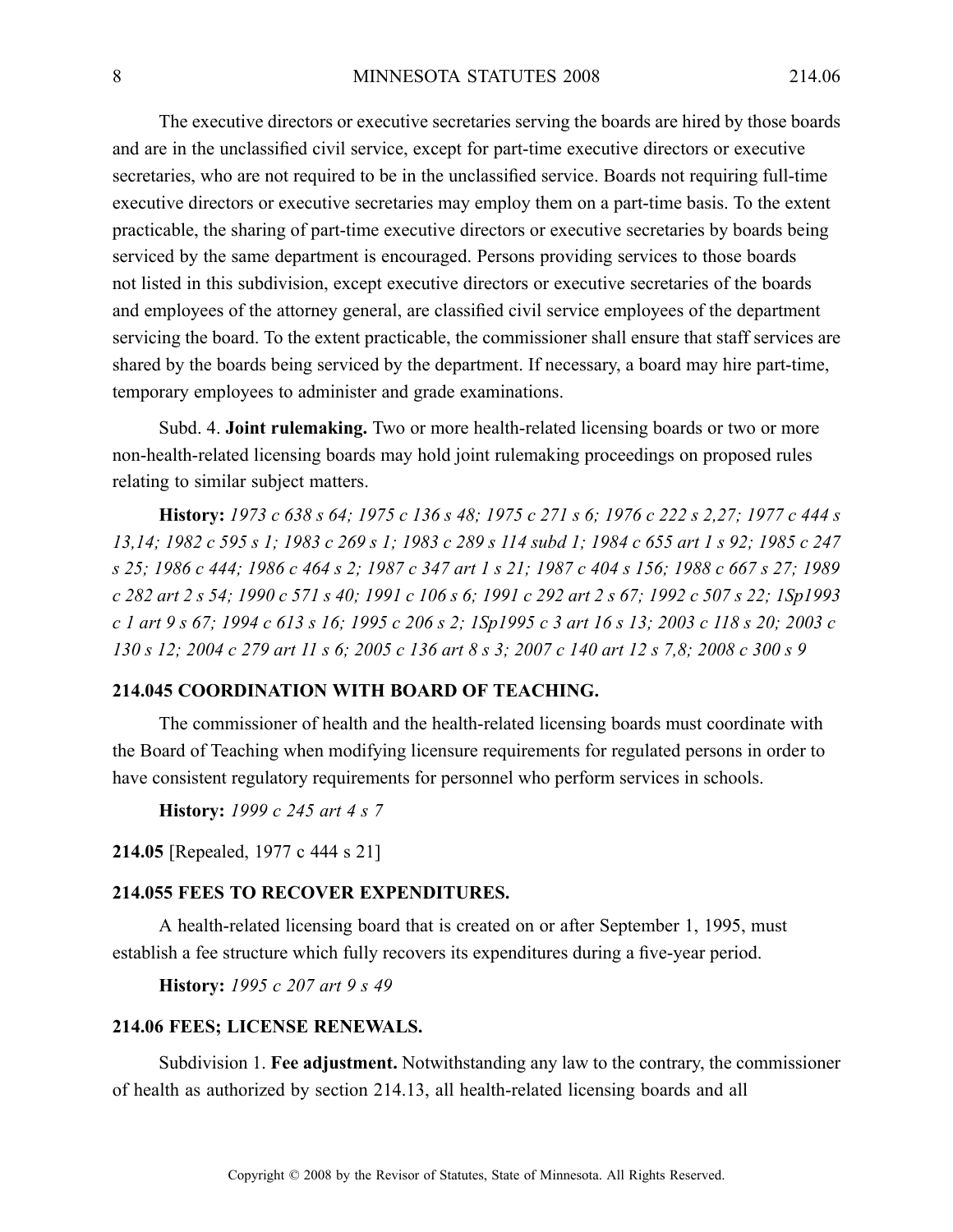The executive directors or executive secretaries serving the boards are hired by those boards and are in the unclassified civil service, except for part-time executive directors or executive secretaries, who are not required to be in the unclassified service. Boards not requiring full-time executive directors or executive secretaries may employ them on a part-time basis. To the extent practicable, the sharing of part-time executive directors or executive secretaries by boards being serviced by the same department is encouraged. Persons providing services to those boards not listed in this subdivision, except executive directors or executive secretaries of the boards and employees of the attorney general, are classified civil service employees of the department servicing the board. To the extent practicable, the commissioner shall ensure that staff services are shared by the boards being serviced by the department. If necessary, a board may hire part-time, temporary employees to administer and grade examinations.

Subd. 4. **Joint rulemaking.** Two or more health-related licensing boards or two or more non-health-related licensing boards may hold joint rulemaking proceedings on proposed rules relating to similar subject matters.

**History:** *1973 c 638 s 64; 1975 c 136 s 48; 1975 c 271 s 6; 1976 c 222 s 2,27; 1977 c 444 s 13,14; 1982 c 595 s 1; 1983 c 269 s 1; 1983 c 289 s 114 subd 1; 1984 c 655 art 1 s 92; 1985 c 247 s 25; 1986 c 444; 1986 c 464 s 2; 1987 c 347 art 1 s 21; 1987 c 404 s 156; 1988 c 667 s 27; 1989 c 282 art 2 s 54; 1990 c 571 s 40; 1991 c 106 s 6; 1991 c 292 art 2 s 67; 1992 c 507 s 22; 1Sp1993 c 1 art 9 s 67; 1994 c 613 s 16; 1995 c 206 s 2; 1Sp1995 c 3 art 16 s 13; 2003 c 118 s 20; 2003 c 130 s 12; 2004 c 279 art 11 s 6; 2005 c 136 art 8 s 3; 2007 c 140 art 12 s 7,8; 2008 c 300 s 9*

### 214.045 COORDINATION WITH BOARD OF TEACHING.

The commissioner of health and the health-related licensing boards must coordinate with the Board of Teaching when modifying licensure requirements for regulated persons in order to have consistent regulatory requirements for personnel who perform services in schools.

**History:** *1999 c 245 art 4 s 7*

**214.05** [Repealed, 1977 c 444 s 21]

### 214.055 FEES TO RECOVER EXPENDITURES.

A health-related licensing board that is created on or after September 1, 1995, must establish a fee structure which fully recovers its expenditures during a five-year period.

**History:** *1995 c 207 art 9 s 49*

### 214.06 FEES; LICENSE RENEWALS.

Subdivision 1. **Fee adjustment.** Notwithstanding any law to the contrary, the commissioner of health as authorized by section 214.13, all health-related licensing boards and all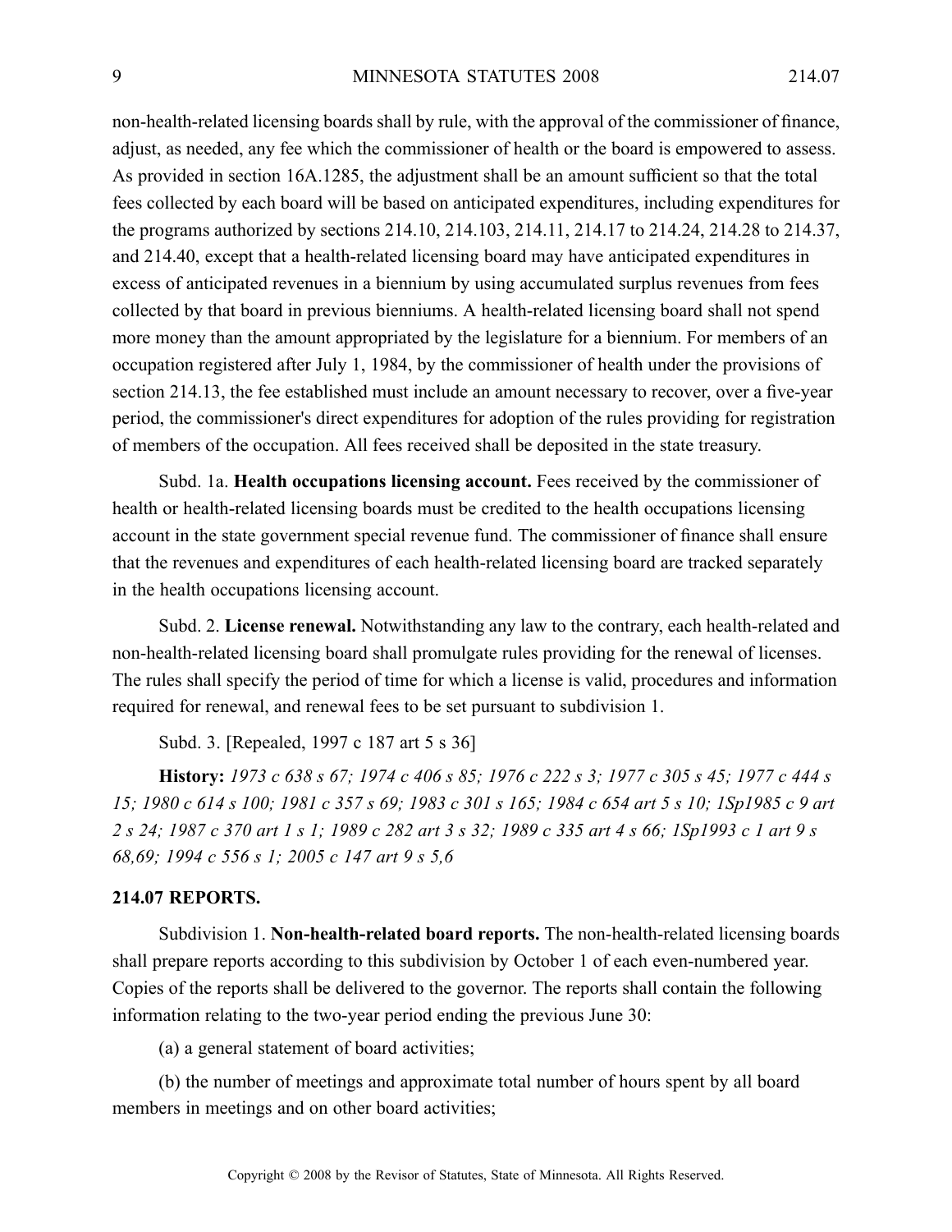non-health-related licensing boards shall by rule, with the approval of the commissioner of finance, adjust, as needed, any fee which the commissioner of health or the board is empowered to assess. As provided in section 16A.1285, the adjustment shall be an amount sufficient so that the total fees collected by each board will be based on anticipated expenditures, including expenditures for the programs authorized by sections 214.10, 214.103, 214.11, 214.17 to 214.24, 214.28 to 214.37, and 214.40, except that a health-related licensing board may have anticipated expenditures in excess of anticipated revenues in a biennium by using accumulated surplus revenues from fees collected by that board in previous bienniums. A health-related licensing board shall not spend more money than the amount appropriated by the legislature for a biennium. For members of an occupation registered after July 1, 1984, by the commissioner of health under the provisions of section 214.13, the fee established must include an amount necessary to recover, over a five-year period, the commissioner's direct expenditures for adoption of the rules providing for registration of members of the occupation. All fees received shall be deposited in the state treasury.

Subd. 1a. **Health occupations licensing account.** Fees received by the commissioner of health or health-related licensing boards must be credited to the health occupations licensing account in the state government special revenue fund. The commissioner of finance shall ensure that the revenues and expenditures of each health-related licensing board are tracked separately in the health occupations licensing account.

Subd. 2. **License renewal.** Notwithstanding any law to the contrary, each health-related and non-health-related licensing board shall promulgate rules providing for the renewal of licenses. The rules shall specify the period of time for which a license is valid, procedures and information required for renewal, and renewal fees to be set pursuant to subdivision 1.

Subd. 3. [Repealed, 1997 c 187 art 5 s 36]

**History:** *1973 c 638 s 67; 1974 c 406 s 85; 1976 c 222 s 3; 1977 c 305 s 45; 1977 c 444 s 15; 1980 c 614 s 100; 1981 c 357 s 69; 1983 c 301 s 165; 1984 c 654 art 5 s 10; 1Sp1985 c 9 art 2 s 24; 1987 c 370 art 1 s 1; 1989 c 282 art 3 s 32; 1989 c 335 art 4 s 66; 1Sp1993 c 1 art 9 s 68,69; 1994 c 556 s 1; 2005 c 147 art 9 s 5,6*

**214.07 REPORTS.**

Subdivision 1. **Non-health-related board reports.** The non-health-related licensing boards shall prepare reports according to this subdivision by October 1 of each even-numbered year. Copies of the reports shall be delivered to the governor. The reports shall contain the following information relating to the two-year period ending the previous June 30:

(a) a general statement of board activities;

(b) the number of meetings and approximate total number of hours spent by all board members in meetings and on other board activities;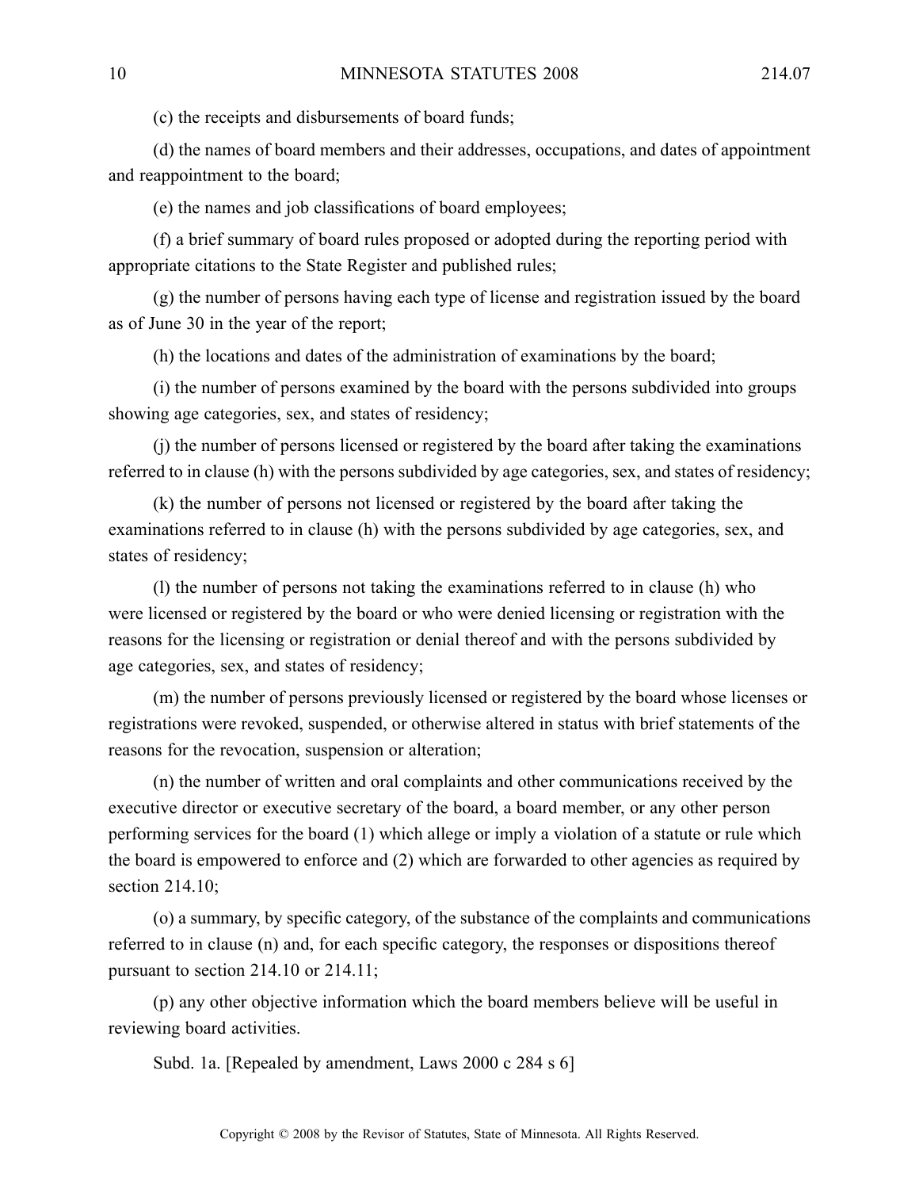(c) the receipts and disbursements of board funds;

(d) the names of board members and their addresses, occupations, and dates of appointment and reappointment to the board;

(e) the names and job classifications of board employees;

(f) a brief summary of board rules proposed or adopted during the reporting period with appropriate citations to the State Register and published rules;

(g) the number of persons having each type of license and registration issued by the board as of June 30 in the year of the report;

(h) the locations and dates of the administration of examinations by the board;

(i) the number of persons examined by the board with the persons subdivided into groups showing age categories, sex, and states of residency;

(j) the number of persons licensed or registered by the board after taking the examinations referred to in clause (h) with the persons subdivided by age categories, sex, and states of residency;

(k) the number of persons not licensed or registered by the board after taking the examinations referred to in clause (h) with the persons subdivided by age categories, sex, and states of residency;

(l) the number of persons not taking the examinations referred to in clause (h) who were licensed or registered by the board or who were denied licensing or registration with the reasons for the licensing or registration or denial thereof and with the persons subdivided by age categories, sex, and states of residency;

(m) the number of persons previously licensed or registered by the board whose licenses or registrations were revoked, suspended, or otherwise altered in status with brief statements of the reasons for the revocation, suspension or alteration;

(n) the number of written and oral complaints and other communications received by the executive director or executive secretary of the board, a board member, or any other person performing services for the board (1) which allege or imply a violation of a statute or rule which the board is empowered to enforce and (2) which are forwarded to other agencies as required by section 214.10;

(o) a summary, by specific category, of the substance of the complaints and communications referred to in clause (n) and, for each specific category, the responses or dispositions thereof pursuant to section 214.10 or 214.11;

(p) any other objective information which the board members believe will be useful in reviewing board activities.

Subd. 1a. [Repealed by amendment, Laws 2000 c 284 s 6]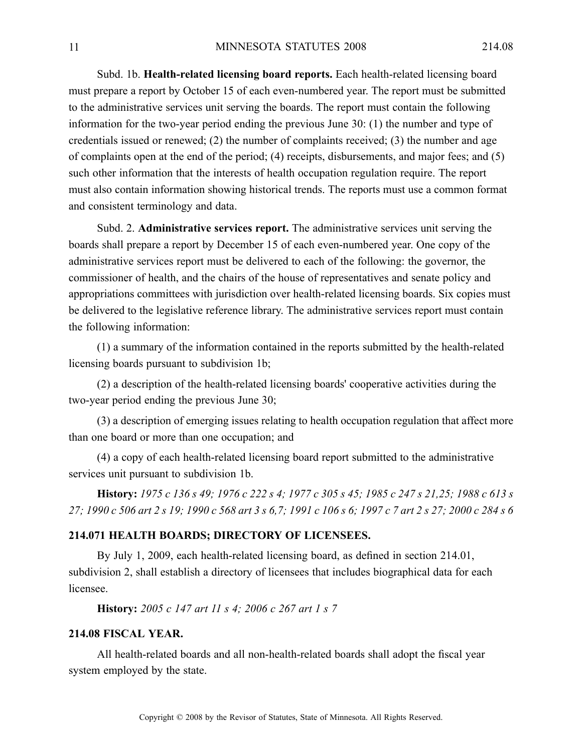Subd. 1b. **Health-related licensing board reports.** Each health-related licensing board must prepare a report by October 15 of each even-numbered year. The report must be submitted to the administrative services unit serving the boards. The report must contain the following information for the two-year period ending the previous June 30: (1) the number and type of credentials issued or renewed; (2) the number of complaints received; (3) the number and age of complaints open at the end of the period; (4) receipts, disbursements, and major fees; and (5) such other information that the interests of health occupation regulation require. The report must also contain information showing historical trends. The reports must use a common format and consistent terminology and data.

Subd. 2. **Administrative services report.** The administrative services unit serving the boards shall prepare a report by December 15 of each even-numbered year. One copy of the administrative services report must be delivered to each of the following: the governor, the commissioner of health, and the chairs of the house of representatives and senate policy and appropriations committees with jurisdiction over health-related licensing boards. Six copies must be delivered to the legislative reference library. The administrative services report must contain the following information:

(1) a summary of the information contained in the reports submitted by the health-related licensing boards pursuant to subdivision 1b;

(2) a description of the health-related licensing boards' cooperative activities during the two-year period ending the previous June 30;

(3) a description of emerging issues relating to health occupation regulation that affect more than one board or more than one occupation; and

(4) a copy of each health-related licensing board report submitted to the administrative services unit pursuant to subdivision 1b.

**History:** *1975 c 136 s 49; 1976 c 222 s 4; 1977 c 305 s 45; 1985 c 247 s 21,25; 1988 c 613 s 27; 1990 c 506 art 2 s 19; 1990 c 568 art 3 s 6,7; 1991 c 106 s 6; 1997 c 7 art 2 s 27; 2000 c 284 s 6*

**214.071 HEALTH BOARDS; DIRECTORY OF LICENSEES.**

By July 1, 2009, each health-related licensing board, as defined in section 214.01, subdivision 2, shall establish a directory of licensees that includes biographical data for each licensee.

**History:** *2005 c 147 art 11 s 4; 2006 c 267 art 1 s 7*

**214.08 FISCAL YEAR.**

All health-related boards and all non-health-related boards shall adopt the fiscal year system employed by the state.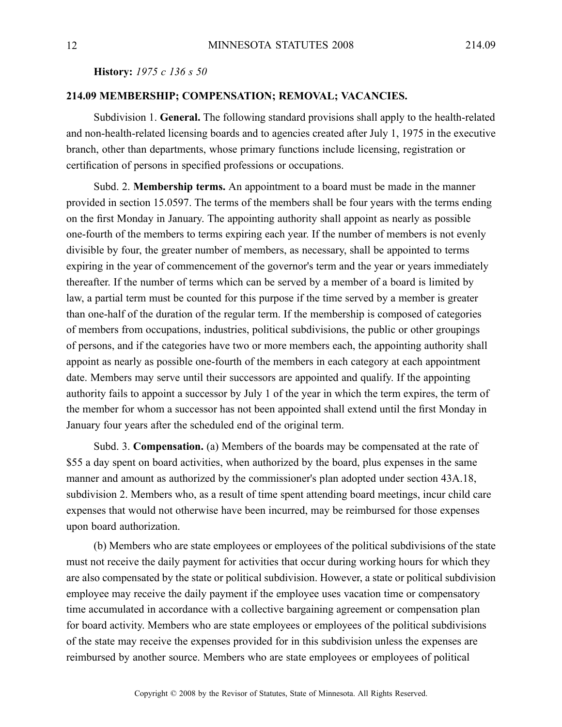**History:** *1975 c 136 s 50*

**214.09 MEMBERSHIP; COMPENSATION; REMOVAL; VACANCIES.**

Subdivision 1. **General.** The following standard provisions shall apply to the health-related and non-health-related licensing boards and to agencies created after July 1, 1975 in the executive branch, other than departments, whose primary functions include licensing, registration or certification of persons in specified professions or occupations.

Subd. 2. **Membership terms.** An appointment to a board must be made in the manner provided in section 15.0597. The terms of the members shall be four years with the terms ending on the first Monday in January. The appointing authority shall appoint as nearly as possible one-fourth of the members to terms expiring each year. If the number of members is not evenly divisible by four, the greater number of members, as necessary, shall be appointed to terms expiring in the year of commencement of the governor's term and the year or years immediately thereafter. If the number of terms which can be served by a member of a board is limited by law, a partial term must be counted for this purpose if the time served by a member is greater than one-half of the duration of the regular term. If the membership is composed of categories of members from occupations, industries, political subdivisions, the public or other groupings of persons, and if the categories have two or more members each, the appointing authority shall appoint as nearly as possible one-fourth of the members in each category at each appointment date. Members may serve until their successors are appointed and qualify. If the appointing authority fails to appoint a successor by July 1 of the year in which the term expires, the term of the member for whom a successor has not been appointed shall extend until the first Monday in January four years after the scheduled end of the original term.

Subd. 3. **Compensation.** (a) Members of the boards may be compensated at the rate of $55 a day spent on board activities, when authorized by the board, plus expenses in the same manner and amount as authorized by the commissioner's plan adopted under section 43A.18, subdivision 2. Members who, as a result of time spent attending board meetings, incur child care expenses that would not otherwise have been incurred, may be reimbursed for those expenses upon board authorization.

(b) Members who are state employees or employees of the political subdivisions of the state must not receive the daily payment for activities that occur during working hours for which they are also compensated by the state or political subdivision. However, a state or political subdivision employee may receive the daily payment if the employee uses vacation time or compensatory time accumulated in accordance with a collective bargaining agreement or compensation plan for board activity. Members who are state employees or employees of the political subdivisions of the state may receive the expenses provided for in this subdivision unless the expenses are reimbursed by another source. Members who are state employees or employees of political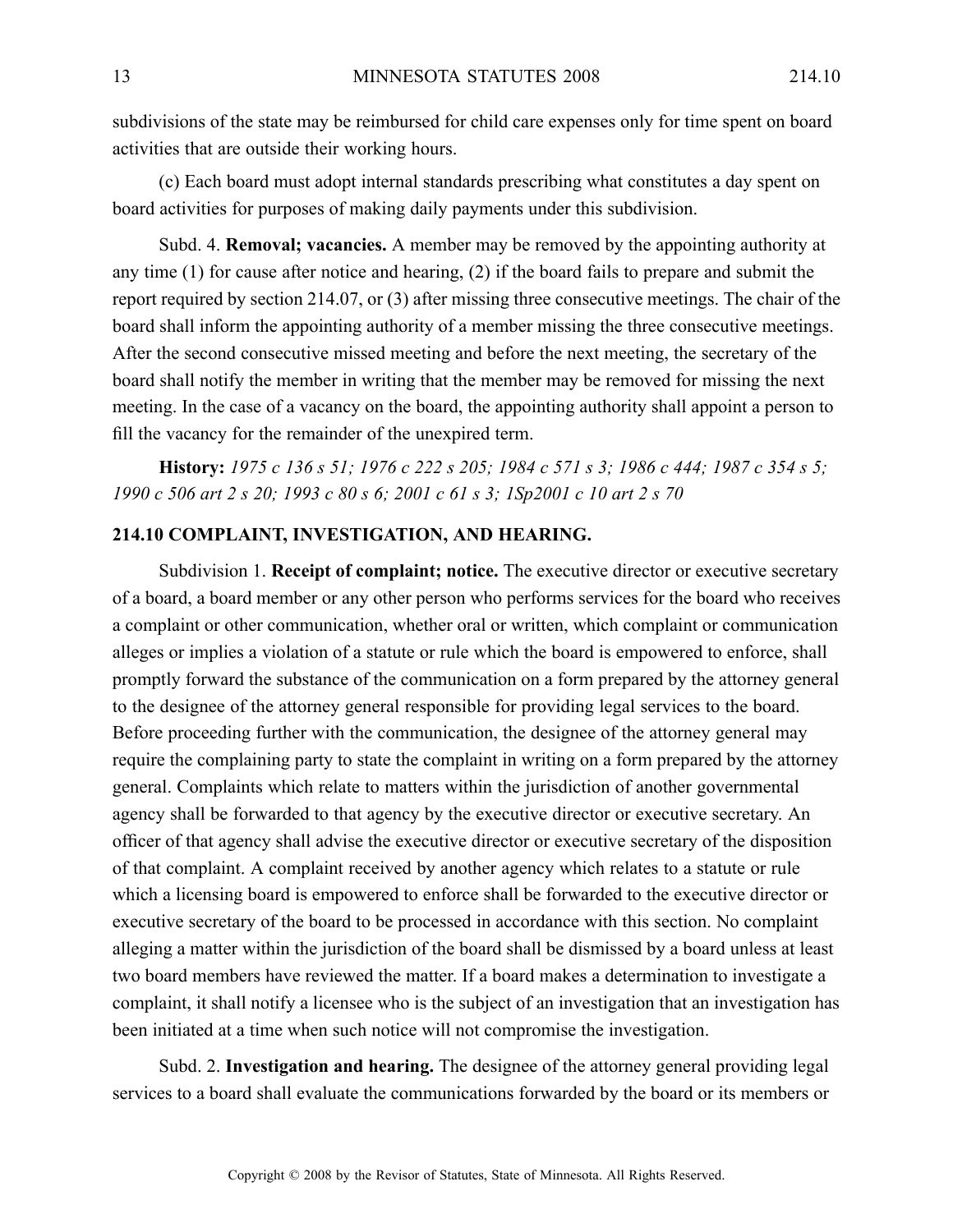subdivisions of the state may be reimbursed for child care expenses only for time spent on board activities that are outside their working hours.

(c) Each board must adopt internal standards prescribing what constitutes a day spent on board activities for purposes of making daily payments under this subdivision.

Subd. 4. **Removal; vacancies.** A member may be removed by the appointing authority at any time (1) for cause after notice and hearing, (2) if the board fails to prepare and submit the report required by section 214.07, or (3) after missing three consecutive meetings. The chair of the board shall inform the appointing authority of a member missing the three consecutive meetings. After the second consecutive missed meeting and before the next meeting, the secretary of the board shall notify the member in writing that the member may be removed for missing the next meeting. In the case of a vacancy on the board, the appointing authority shall appoint a person to fill the vacancy for the remainder of the unexpired term.

**History:** *1975 c 136 s 51; 1976 c 222 s 205; 1984 c 571 s 3; 1986 c 444; 1987 c 354 s 5; 1990 c 506 art 2 s 20; 1993 c 80 s 6; 2001 c 61 s 3; 1Sp2001 c 10 art 2 s 70*

## 214.10 COMPLAINT, INVESTIGATION, AND HEARING.

Subdivision 1. **Receipt of complaint; notice.** The executive director or executive secretary of a board, a board member or any other person who performs services for the board who receives a complaint or other communication, whether oral or written, which complaint or communication alleges or implies a violation of a statute or rule which the board is empowered to enforce, shall promptly forward the substance of the communication on a form prepared by the attorney general to the designee of the attorney general responsible for providing legal services to the board. Before proceeding further with the communication, the designee of the attorney general may require the complaining party to state the complaint in writing on a form prepared by the attorney general. Complaints which relate to matters within the jurisdiction of another governmental agency shall be forwarded to that agency by the executive director or executive secretary. An officer of that agency shall advise the executive director or executive secretary of the disposition of that complaint. A complaint received by another agency which relates to a statute or rule which a licensing board is empowered to enforce shall be forwarded to the executive director or executive secretary of the board to be processed in accordance with this section. No complaint alleging a matter within the jurisdiction of the board shall be dismissed by a board unless at least two board members have reviewed the matter. If a board makes a determination to investigate a complaint, it shall notify a licensee who is the subject of an investigation that an investigation has been initiated at a time when such notice will not compromise the investigation.

Subd. 2. **Investigation and hearing.** The designee of the attorney general providing legal services to a board shall evaluate the communications forwarded by the board or its members or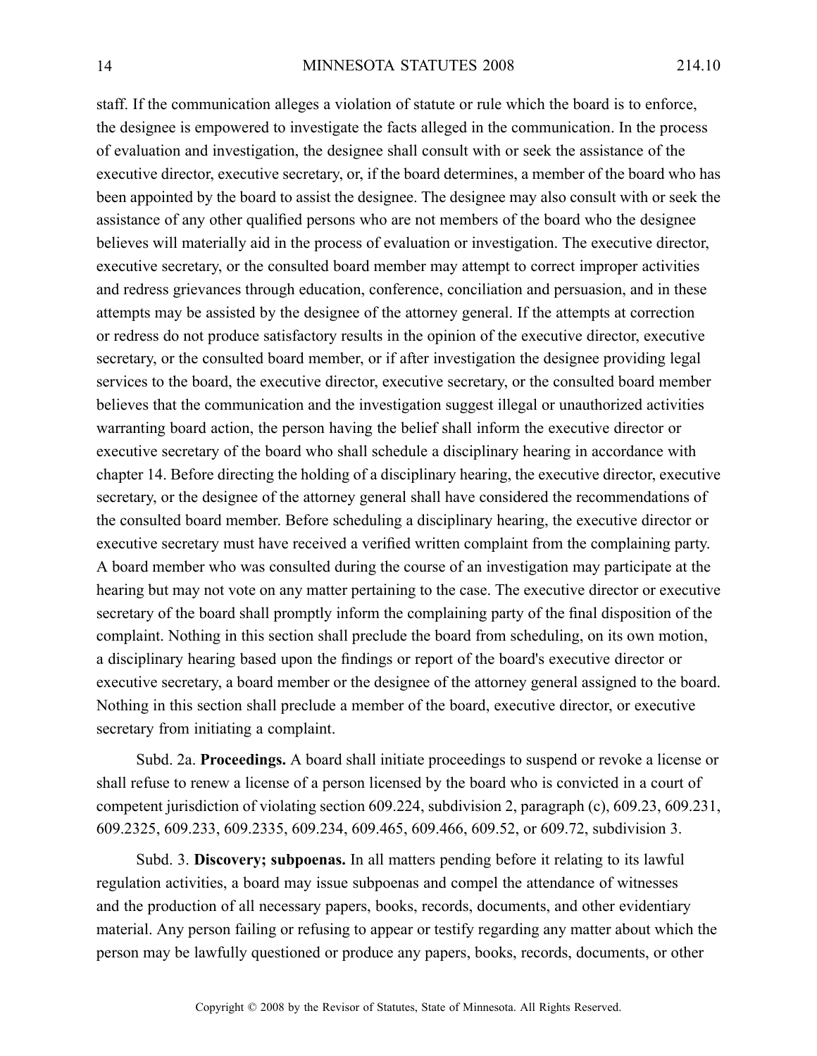staff. If the communication alleges a violation of statute or rule which the board is to enforce, the designee is empowered to investigate the facts alleged in the communication. In the process of evaluation and investigation, the designee shall consult with or seek the assistance of the executive director, executive secretary, or, if the board determines, a member of the board who has been appointed by the board to assist the designee. The designee may also consult with or seek the assistance of any other qualified persons who are not members of the board who the designee believes will materially aid in the process of evaluation or investigation. The executive director, executive secretary, or the consulted board member may attempt to correct improper activities and redress grievances through education, conference, conciliation and persuasion, and in these attempts may be assisted by the designee of the attorney general. If the attempts at correction or redress do not produce satisfactory results in the opinion of the executive director, executive secretary, or the consulted board member, or if after investigation the designee providing legal services to the board, the executive director, executive secretary, or the consulted board member believes that the communication and the investigation suggest illegal or unauthorized activities warranting board action, the person having the belief shall inform the executive director or executive secretary of the board who shall schedule a disciplinary hearing in accordance with chapter 14. Before directing the holding of a disciplinary hearing, the executive director, executive secretary, or the designee of the attorney general shall have considered the recommendations of the consulted board member. Before scheduling a disciplinary hearing, the executive director or executive secretary must have received a verified written complaint from the complaining party. A board member who was consulted during the course of an investigation may participate at the hearing but may not vote on any matter pertaining to the case. The executive director or executive secretary of the board shall promptly inform the complaining party of the final disposition of the complaint. Nothing in this section shall preclude the board from scheduling, on its own motion, a disciplinary hearing based upon the findings or report of the board's executive director or executive secretary, a board member or the designee of the attorney general assigned to the board. Nothing in this section shall preclude a member of the board, executive director, or executive secretary from initiating a complaint.

Subd. 2a. **Proceedings.** A board shall initiate proceedings to suspend or revoke a license or shall refuse to renew a license of a person licensed by the board who is convicted in a court of competent jurisdiction of violating section 609.224, subdivision 2, paragraph (c), 609.23, 609.231, 609.2325, 609.233, 609.2335, 609.234, 609.465, 609.466, 609.52, or 609.72, subdivision 3.

Subd. 3. **Discovery; subpoenas.** In all matters pending before it relating to its lawful regulation activities, a board may issue subpoenas and compel the attendance of witnesses and the production of all necessary papers, books, records, documents, and other evidentiary material. Any person failing or refusing to appear or testify regarding any matter about which the person may be lawfully questioned or produce any papers, books, records, documents, or other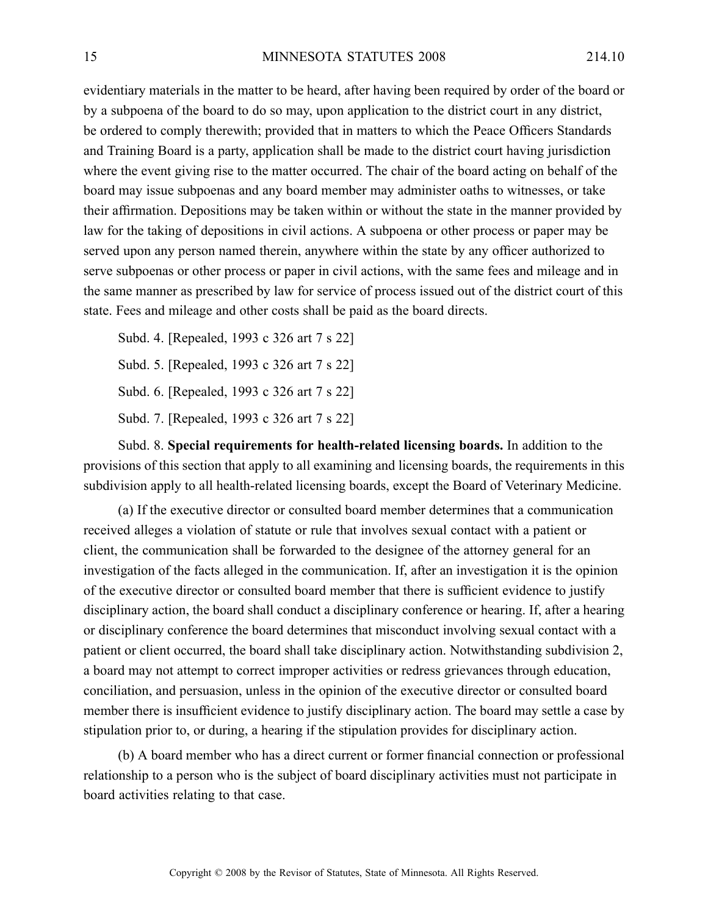evidentiary materials in the matter to be heard, after having been required by order of the board or by a subpoena of the board to do so may, upon application to the district court in any district, be ordered to comply therewith; provided that in matters to which the Peace Officers Standards and Training Board is a party, application shall be made to the district court having jurisdiction where the event giving rise to the matter occurred. The chair of the board acting on behalf of the board may issue subpoenas and any board member may administer oaths to witnesses, or take their affirmation. Depositions may be taken within or without the state in the manner provided by law for the taking of depositions in civil actions. A subpoena or other process or paper may be served upon any person named therein, anywhere within the state by any officer authorized to serve subpoenas or other process or paper in civil actions, with the same fees and mileage and in the same manner as prescribed by law for service of process issued out of the district court of this state. Fees and mileage and other costs shall be paid as the board directs.

Subd. 4. [Repealed, 1993 c 326 art 7 s 22]

Subd. 5. [Repealed, 1993 c 326 art 7 s 22]

Subd. 6. [Repealed, 1993 c 326 art 7 s 22]

Subd. 7. [Repealed, 1993 c 326 art 7 s 22]

Subd. 8. **Special requirements for health-related licensing boards.** In addition to the provisions of this section that apply to all examining and licensing boards, the requirements in this subdivision apply to all health-related licensing boards, except the Board of Veterinary Medicine.

(a) If the executive director or consulted board member determines that a communication received alleges a violation of statute or rule that involves sexual contact with a patient or client, the communication shall be forwarded to the designee of the attorney general for an investigation of the facts alleged in the communication. If, after an investigation it is the opinion of the executive director or consulted board member that there is sufficient evidence to justify disciplinary action, the board shall conduct a disciplinary conference or hearing. If, after a hearing or disciplinary conference the board determines that misconduct involving sexual contact with a patient or client occurred, the board shall take disciplinary action. Notwithstanding subdivision 2, a board may not attempt to correct improper activities or redress grievances through education, conciliation, and persuasion, unless in the opinion of the executive director or consulted board member there is insufficient evidence to justify disciplinary action. The board may settle a case by stipulation prior to, or during, a hearing if the stipulation provides for disciplinary action.

(b) A board member who has a direct current or former financial connection or professional relationship to a person who is the subject of board disciplinary activities must not participate in board activities relating to that case.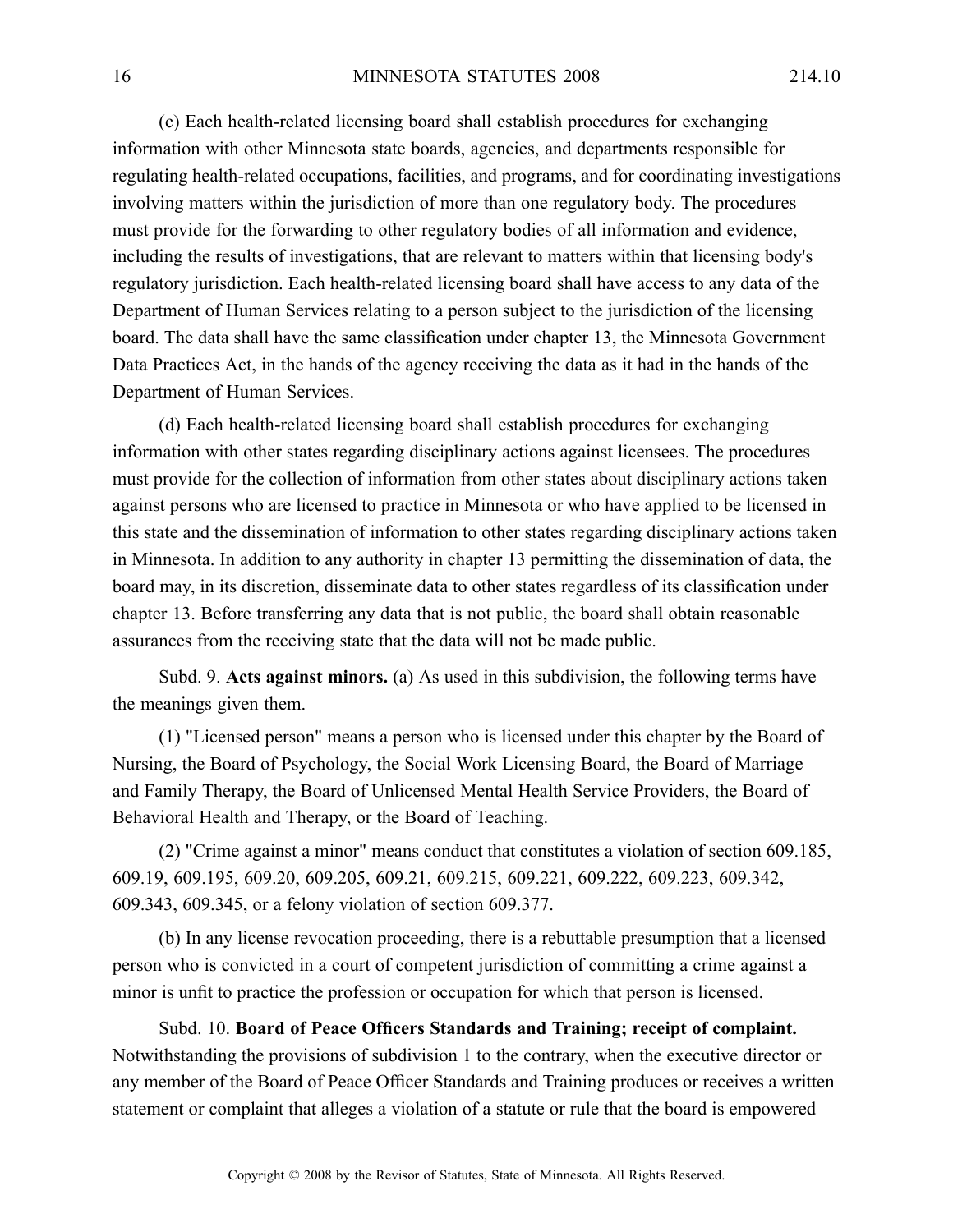(c) Each health-related licensing board shall establish procedures for exchanging information with other Minnesota state boards, agencies, and departments responsible for regulating health-related occupations, facilities, and programs, and for coordinating investigations involving matters within the jurisdiction of more than one regulatory body. The procedures must provide for the forwarding to other regulatory bodies of all information and evidence, including the results of investigations, that are relevant to matters within that licensing body's regulatory jurisdiction. Each health-related licensing board shall have access to any data of the Department of Human Services relating to a person subject to the jurisdiction of the licensing board. The data shall have the same classification under chapter 13, the Minnesota Government Data Practices Act, in the hands of the agency receiving the data as it had in the hands of the Department of Human Services.

(d) Each health-related licensing board shall establish procedures for exchanging information with other states regarding disciplinary actions against licensees. The procedures must provide for the collection of information from other states about disciplinary actions taken against persons who are licensed to practice in Minnesota or who have applied to be licensed in this state and the dissemination of information to other states regarding disciplinary actions taken in Minnesota. In addition to any authority in chapter 13 permitting the dissemination of data, the board may, in its discretion, disseminate data to other states regardless of its classification under chapter 13. Before transferring any data that is not public, the board shall obtain reasonable assurances from the receiving state that the data will not be made public.

Subd. 9. **Acts against minors.** (a) As used in this subdivision, the following terms have the meanings given them.

(1) "Licensed person" means a person who is licensed under this chapter by the Board of Nursing, the Board of Psychology, the Social Work Licensing Board, the Board of Marriage and Family Therapy, the Board of Unlicensed Mental Health Service Providers, the Board of Behavioral Health and Therapy, or the Board of Teaching.

(2) "Crime against a minor" means conduct that constitutes a violation of section 609.185, 609.19, 609.195, 609.20, 609.205, 609.21, 609.215, 609.221, 609.222, 609.223, 609.342, 609.343, 609.345, or a felony violation of section 609.377.

(b) In any license revocation proceeding, there is a rebuttable presumption that a licensed person who is convicted in a court of competent jurisdiction of committing a crime against a minor is unfit to practice the profession or occupation for which that person is licensed.

Subd. 10. **Board of Peace Officers Standards and Training; receipt of complaint.** Notwithstanding the provisions of subdivision 1 to the contrary, when the executive director or any member of the Board of Peace Officer Standards and Training produces or receives a written statement or complaint that alleges a violation of a statute or rule that the board is empowered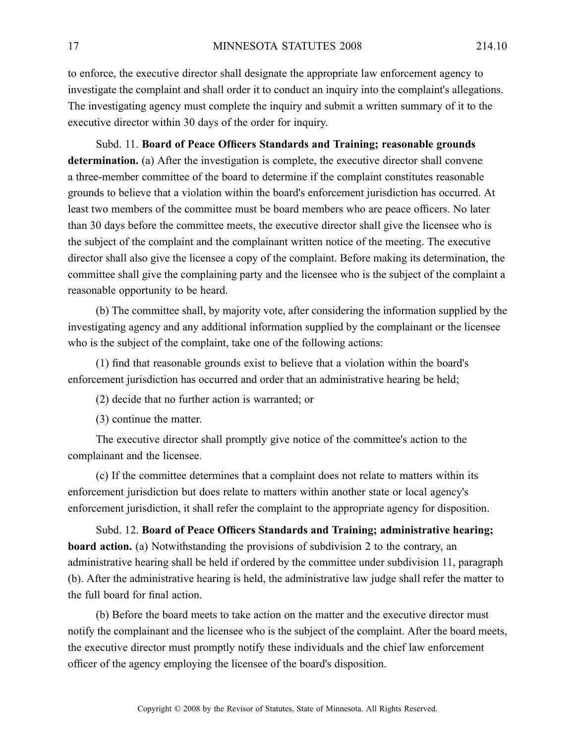to enforce, the executive director shall designate the appropriate law enforcement agency to investigate the complaint and shall order it to conduct an inquiry into the complaint's allegations. The investigating agency must complete the inquiry and submit a written summary of it to the executive director within 30 days of the order for inquiry.

Subd. 11. **Board of Peace Officers Standards and Training; reasonable grounds determination.** (a) After the investigation is complete, the executive director shall convene a three-member committee of the board to determine if the complaint constitutes reasonable grounds to believe that a violation within the board's enforcement jurisdiction has occurred. At least two members of the committee must be board members who are peace officers. No later than 30 days before the committee meets, the executive director shall give the licensee who is the subject of the complaint and the complainant written notice of the meeting. The executive director shall also give the licensee a copy of the complaint. Before making its determination, the committee shall give the complaining party and the licensee who is the subject of the complaint a reasonable opportunity to be heard.

(b) The committee shall, by majority vote, after considering the information supplied by the investigating agency and any additional information supplied by the complainant or the licensee who is the subject of the complaint, take one of the following actions:

(1) find that reasonable grounds exist to believe that a violation within the board's enforcement jurisdiction has occurred and order that an administrative hearing be held;

(2) decide that no further action is warranted; or

(3) continue the matter.

The executive director shall promptly give notice of the committee's action to the complainant and the licensee.

(c) If the committee determines that a complaint does not relate to matters within its enforcement jurisdiction but does relate to matters within another state or local agency's enforcement jurisdiction, it shall refer the complaint to the appropriate agency for disposition.

Subd. 12. **Board of Peace Officers Standards and Training; administrative hearing; board action.** (a) Notwithstanding the provisions of subdivision 2 to the contrary, an administrative hearing shall be held if ordered by the committee under subdivision 11, paragraph (b). After the administrative hearing is held, the administrative law judge shall refer the matter to the full board for final action.

(b) Before the board meets to take action on the matter and the executive director must notify the complainant and the licensee who is the subject of the complaint. After the board meets, the executive director must promptly notify these individuals and the chief law enforcement officer of the agency employing the licensee of the board's disposition.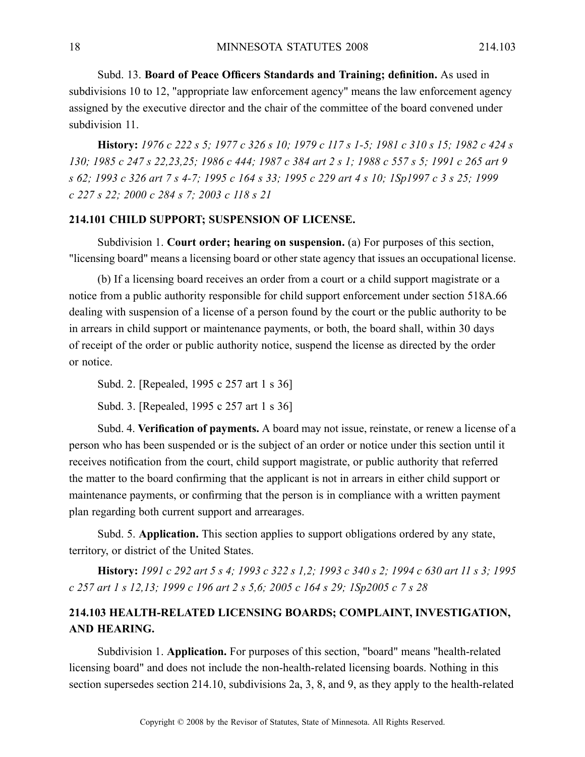Subd. 13. **Board of Peace Officers Standards and Training; definition.** As used in subdivisions 10 to 12, "appropriate law enforcement agency" means the law enforcement agency assigned by the executive director and the chair of the committee of the board convened under subdivision 11.

**History:** *1976 c 222 s 5; 1977 c 326 s 10; 1979 c 117 s 1-5; 1981 c 310 s 15; 1982 c 424 s 130; 1985 c 247 s 22,23,25; 1986 c 444; 1987 c 384 art 2 s 1; 1988 c 557 s 5; 1991 c 265 art 9 s 62; 1993 c 326 art 7 s 4-7; 1995 c 164 s 33; 1995 c 229 art 4 s 10; 1Sp1997 c 3 s 25; 1999 c 227 s 22; 2000 c 284 s 7; 2003 c 118 s 21*

## 214.101 CHILD SUPPORT; SUSPENSION OF LICENSE.

Subdivision 1. **Court order; hearing on suspension.** (a) For purposes of this section, "licensing board" means a licensing board or other state agency that issues an occupational license.

(b) If a licensing board receives an order from a court or a child support magistrate or a notice from a public authority responsible for child support enforcement under section 518A.66 dealing with suspension of a license of a person found by the court or the public authority to be in arrears in child support or maintenance payments, or both, the board shall, within 30 days of receipt of the order or public authority notice, suspend the license as directed by the order or notice.

Subd. 2. [Repealed, 1995 c 257 art 1 s 36]

Subd. 3. [Repealed, 1995 c 257 art 1 s 36]

Subd. 4. **Verification of payments.** A board may not issue, reinstate, or renew a license of a person who has been suspended or is the subject of an order or notice under this section until it receives notification from the court, child support magistrate, or public authority that referred the matter to the board confirming that the applicant is not in arrears in either child support or maintenance payments, or confirming that the person is in compliance with a written payment plan regarding both current support and arrearages.

Subd. 5. **Application.** This section applies to support obligations ordered by any state, territory, or district of the United States.

**History:** *1991 c 292 art 5 s 4; 1993 c 322 s 1,2; 1993 c 340 s 2; 1994 c 630 art 11 s 3; 1995 c 257 art 1 s 12,13; 1999 c 196 art 2 s 5,6; 2005 c 164 s 29; 1Sp2005 c 7 s 28*

## 214.103 HEALTH-RELATED LICENSING BOARDS; COMPLAINT, INVESTIGATION, AND HEARING.

Subdivision 1. **Application.** For purposes of this section, "board" means "health-related licensing board" and does not include the non-health-related licensing boards. Nothing in this section supersedes section 214.10, subdivisions 2a, 3, 8, and 9, as they apply to the health-related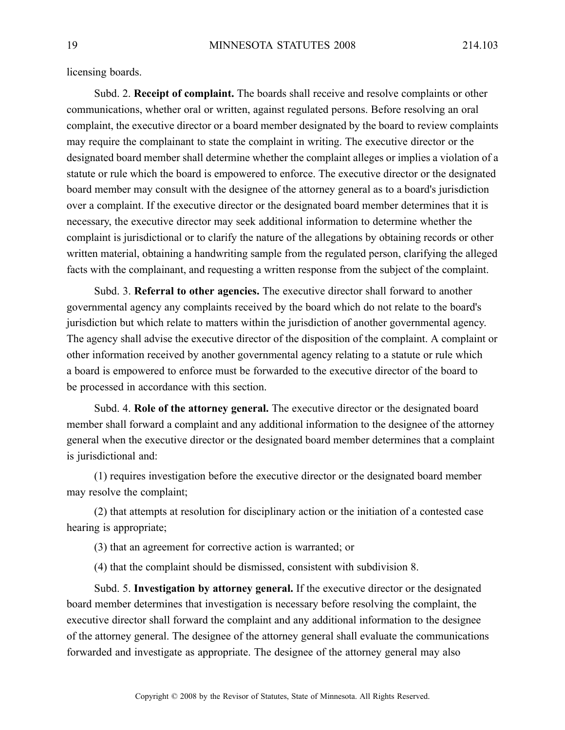licensing boards.

Subd. 2. **Receipt of complaint.** The boards shall receive and resolve complaints or other communications, whether oral or written, against regulated persons. Before resolving an oral complaint, the executive director or a board member designated by the board to review complaints may require the complainant to state the complaint in writing. The executive director or the designated board member shall determine whether the complaint alleges or implies a violation of a statute or rule which the board is empowered to enforce. The executive director or the designated board member may consult with the designee of the attorney general as to a board's jurisdiction over a complaint. If the executive director or the designated board member determines that it is necessary, the executive director may seek additional information to determine whether the complaint is jurisdictional or to clarify the nature of the allegations by obtaining records or other written material, obtaining a handwriting sample from the regulated person, clarifying the alleged facts with the complainant, and requesting a written response from the subject of the complaint.

Subd. 3. **Referral to other agencies.** The executive director shall forward to another governmental agency any complaints received by the board which do not relate to the board's jurisdiction but which relate to matters within the jurisdiction of another governmental agency. The agency shall advise the executive director of the disposition of the complaint. A complaint or other information received by another governmental agency relating to a statute or rule which a board is empowered to enforce must be forwarded to the executive director of the board to be processed in accordance with this section.

Subd. 4. **Role of the attorney general.** The executive director or the designated board member shall forward a complaint and any additional information to the designee of the attorney general when the executive director or the designated board member determines that a complaint is jurisdictional and:

(1) requires investigation before the executive director or the designated board member may resolve the complaint;

(2) that attempts at resolution for disciplinary action or the initiation of a contested case hearing is appropriate;

(3) that an agreement for corrective action is warranted; or

(4) that the complaint should be dismissed, consistent with subdivision 8.

Subd. 5. **Investigation by attorney general.** If the executive director or the designated board member determines that investigation is necessary before resolving the complaint, the executive director shall forward the complaint and any additional information to the designee of the attorney general. The designee of the attorney general shall evaluate the communications forwarded and investigate as appropriate. The designee of the attorney general may also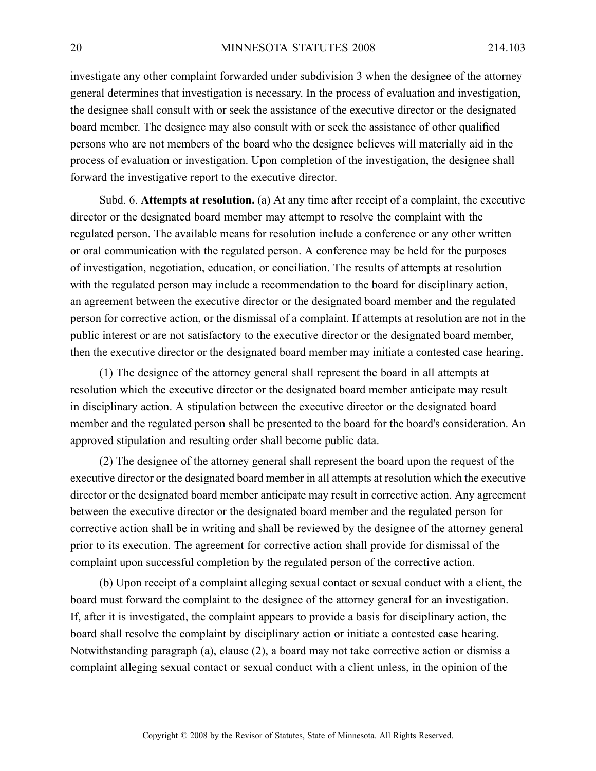investigate any other complaint forwarded under subdivision 3 when the designee of the attorney general determines that investigation is necessary. In the process of evaluation and investigation, the designee shall consult with or seek the assistance of the executive director or the designated board member. The designee may also consult with or seek the assistance of other qualified persons who are not members of the board who the designee believes will materially aid in the process of evaluation or investigation. Upon completion of the investigation, the designee shall forward the investigative report to the executive director.

Subd. 6. **Attempts at resolution.** (a) At any time after receipt of a complaint, the executive director or the designated board member may attempt to resolve the complaint with the regulated person. The available means for resolution include a conference or any other written or oral communication with the regulated person. A conference may be held for the purposes of investigation, negotiation, education, or conciliation. The results of attempts at resolution with the regulated person may include a recommendation to the board for disciplinary action, an agreement between the executive director or the designated board member and the regulated person for corrective action, or the dismissal of a complaint. If attempts at resolution are not in the public interest or are not satisfactory to the executive director or the designated board member, then the executive director or the designated board member may initiate a contested case hearing.

(1) The designee of the attorney general shall represent the board in all attempts at resolution which the executive director or the designated board member anticipate may result in disciplinary action. A stipulation between the executive director or the designated board member and the regulated person shall be presented to the board for the board's consideration. An approved stipulation and resulting order shall become public data.

(2) The designee of the attorney general shall represent the board upon the request of the executive director or the designated board member in all attempts at resolution which the executive director or the designated board member anticipate may result in corrective action. Any agreement between the executive director or the designated board member and the regulated person for corrective action shall be in writing and shall be reviewed by the designee of the attorney general prior to its execution. The agreement for corrective action shall provide for dismissal of the complaint upon successful completion by the regulated person of the corrective action.

(b) Upon receipt of a complaint alleging sexual contact or sexual conduct with a client, the board must forward the complaint to the designee of the attorney general for an investigation. If, after it is investigated, the complaint appears to provide a basis for disciplinary action, the board shall resolve the complaint by disciplinary action or initiate a contested case hearing. Notwithstanding paragraph (a), clause (2), a board may not take corrective action or dismiss a complaint alleging sexual contact or sexual conduct with a client unless, in the opinion of the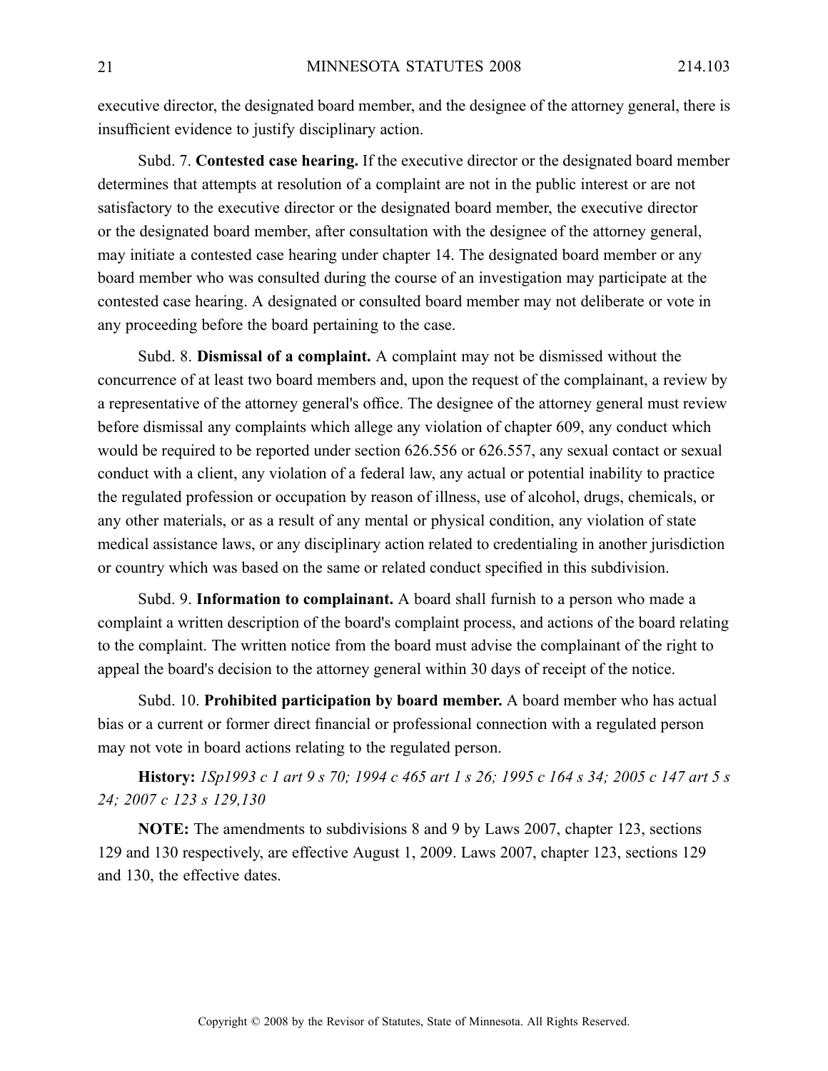executive director, the designated board member, and the designee of the attorney general, there is insufficient evidence to justify disciplinary action.

Subd. 7. **Contested case hearing.** If the executive director or the designated board member determines that attempts at resolution of a complaint are not in the public interest or are not satisfactory to the executive director or the designated board member, the executive director or the designated board member, after consultation with the designee of the attorney general, may initiate a contested case hearing under chapter 14. The designated board member or any board member who was consulted during the course of an investigation may participate at the contested case hearing. A designated or consulted board member may not deliberate or vote in any proceeding before the board pertaining to the case.

Subd. 8. **Dismissal of a complaint.** A complaint may not be dismissed without the concurrence of at least two board members and, upon the request of the complainant, a review by a representative of the attorney general's office. The designee of the attorney general must review before dismissal any complaints which allege any violation of chapter 609, any conduct which would be required to be reported under section 626.556 or 626.557, any sexual contact or sexual conduct with a client, any violation of a federal law, any actual or potential inability to practice the regulated profession or occupation by reason of illness, use of alcohol, drugs, chemicals, or any other materials, or as a result of any mental or physical condition, any violation of state medical assistance laws, or any disciplinary action related to credentialing in another jurisdiction or country which was based on the same or related conduct specified in this subdivision.

Subd. 9. **Information to complainant.** A board shall furnish to a person who made a complaint a written description of the board's complaint process, and actions of the board relating to the complaint. The written notice from the board must advise the complainant of the right to appeal the board's decision to the attorney general within 30 days of receipt of the notice.

Subd. 10. **Prohibited participation by board member.** A board member who has actual bias or a current or former direct financial or professional connection with a regulated person may not vote in board actions relating to the regulated person.

**History:** *1Sp1993 c 1 art 9 s 70; 1994 c 465 art 1 s 26; 1995 c 164 s 34; 2005 c 147 art 5 s 24; 2007 c 123 s 129,130*

**NOTE:** The amendments to subdivisions 8 and 9 by Laws 2007, chapter 123, sections 129 and 130 respectively, are effective August 1, 2009. Laws 2007, chapter 123, sections 129 and 130, the effective dates.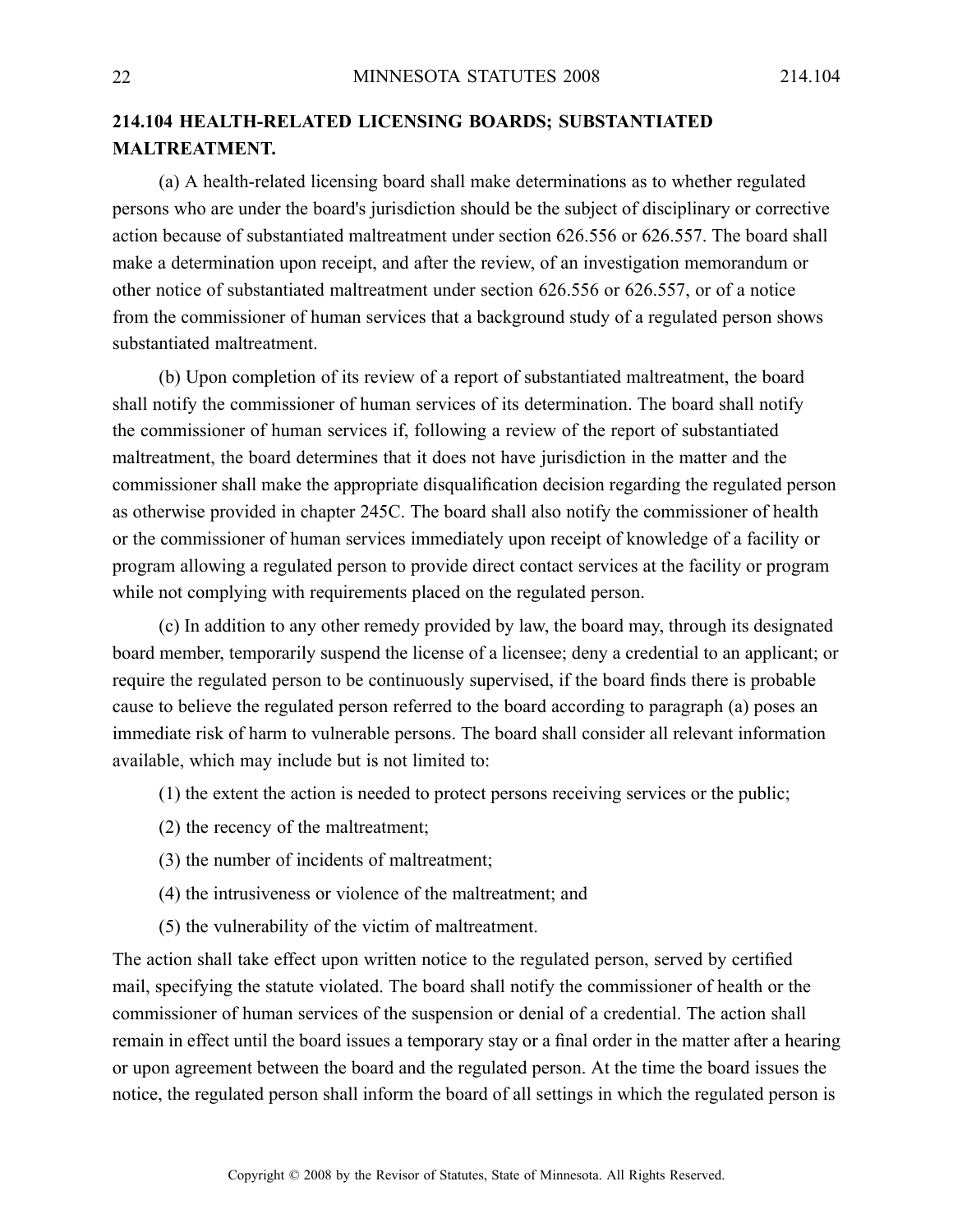## 214.104 HEALTH-RELATED LICENSING BOARDS; SUBSTANTIATED MALTREATMENT.

(a) A health-related licensing board shall make determinations as to whether regulated persons who are under the board's jurisdiction should be the subject of disciplinary or corrective action because of substantiated maltreatment under section 626.556 or 626.557. The board shall make a determination upon receipt, and after the review, of an investigation memorandum or other notice of substantiated maltreatment under section 626.556 or 626.557, or of a notice from the commissioner of human services that a background study of a regulated person shows substantiated maltreatment.

(b) Upon completion of its review of a report of substantiated maltreatment, the board shall notify the commissioner of human services of its determination. The board shall notify the commissioner of human services if, following a review of the report of substantiated maltreatment, the board determines that it does not have jurisdiction in the matter and the commissioner shall make the appropriate disqualification decision regarding the regulated person as otherwise provided in chapter 245C. The board shall also notify the commissioner of health or the commissioner of human services immediately upon receipt of knowledge of a facility or program allowing a regulated person to provide direct contact services at the facility or program while not complying with requirements placed on the regulated person.

(c) In addition to any other remedy provided by law, the board may, through its designated board member, temporarily suspend the license of a licensee; deny a credential to an applicant; or require the regulated person to be continuously supervised, if the board finds there is probable cause to believe the regulated person referred to the board according to paragraph (a) poses an immediate risk of harm to vulnerable persons. The board shall consider all relevant information available, which may include but is not limited to:

(1) the extent the action is needed to protect persons receiving services or the public;

(2) the recency of the maltreatment;

(3) the number of incidents of maltreatment;

(4) the intrusiveness or violence of the maltreatment; and

(5) the vulnerability of the victim of maltreatment.

The action shall take effect upon written notice to the regulated person, served by certified mail, specifying the statute violated. The board shall notify the commissioner of health or the commissioner of human services of the suspension or denial of a credential. The action shall remain in effect until the board issues a temporary stay or a final order in the matter after a hearing or upon agreement between the board and the regulated person. At the time the board issues the notice, the regulated person shall inform the board of all settings in which the regulated person is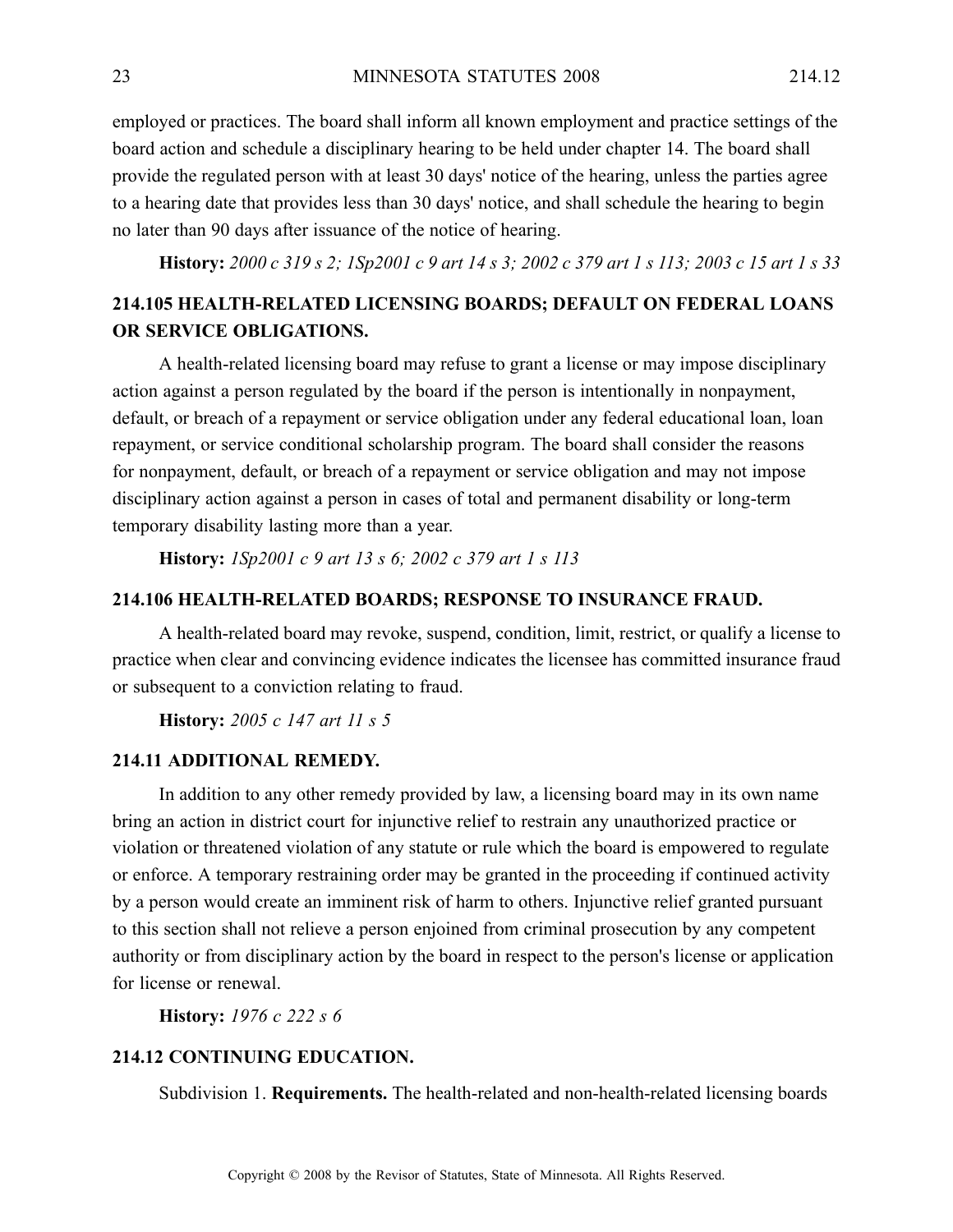employed or practices. The board shall inform all known employment and practice settings of the board action and schedule a disciplinary hearing to be held under chapter 14. The board shall provide the regulated person with at least 30 days' notice of the hearing, unless the parties agree to a hearing date that provides less than 30 days' notice, and shall schedule the hearing to begin no later than 90 days after issuance of the notice of hearing.

**History:** *2000 c 319 s 2; 1Sp2001 c 9 art 14 s 3; 2002 c 379 art 1 s 113; 2003 c 15 art 1 s 33*

### 214.105 HEALTH-RELATED LICENSING BOARDS; DEFAULT ON FEDERAL LOANS OR SERVICE OBLIGATIONS.

A health-related licensing board may refuse to grant a license or may impose disciplinary action against a person regulated by the board if the person is intentionally in nonpayment, default, or breach of a repayment or service obligation under any federal educational loan, loan repayment, or service conditional scholarship program. The board shall consider the reasons for nonpayment, default, or breach of a repayment or service obligation and may not impose disciplinary action against a person in cases of total and permanent disability or long-term temporary disability lasting more than a year.

**History:** *1Sp2001 c 9 art 13 s 6; 2002 c 379 art 1 s 113*

### 214.106 HEALTH-RELATED BOARDS; RESPONSE TO INSURANCE FRAUD.

A health-related board may revoke, suspend, condition, limit, restrict, or qualify a license to practice when clear and convincing evidence indicates the licensee has committed insurance fraud or subsequent to a conviction relating to fraud.

**History:** *2005 c 147 art 11 s 5*

### 214.11 ADDITIONAL REMEDY.

In addition to any other remedy provided by law, a licensing board may in its own name bring an action in district court for injunctive relief to restrain any unauthorized practice or violation or threatened violation of any statute or rule which the board is empowered to regulate or enforce. A temporary restraining order may be granted in the proceeding if continued activity by a person would create an imminent risk of harm to others. Injunctive relief granted pursuant to this section shall not relieve a person enjoined from criminal prosecution by any competent authority or from disciplinary action by the board in respect to the person's license or application for license or renewal.

**History:** *1976 c 222 s 6*

### 214.12 CONTINUING EDUCATION.

Subdivision 1. **Requirements.** The health-related and non-health-related licensing boards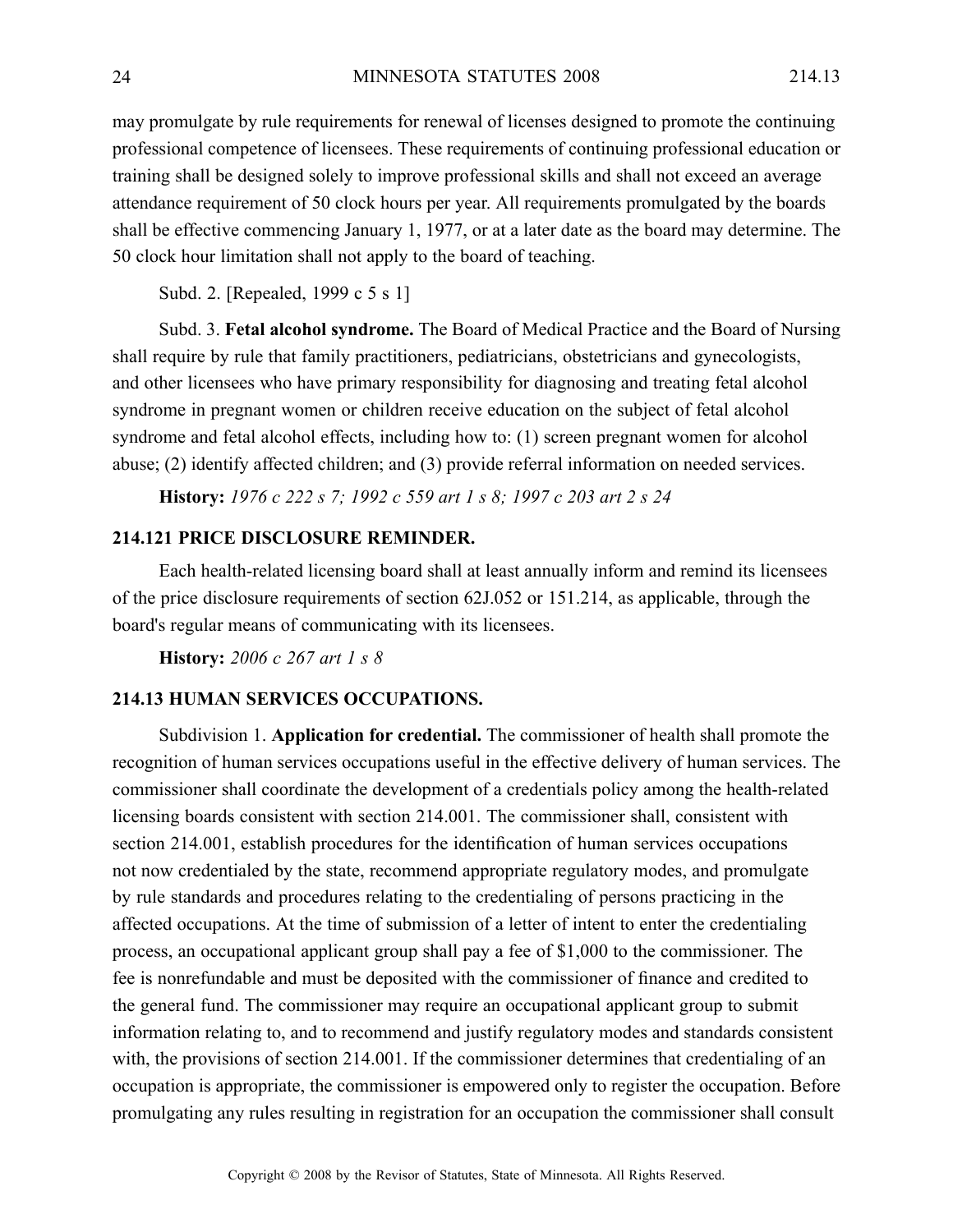may promulgate by rule requirements for renewal of licenses designed to promote the continuing professional competence of licensees. These requirements of continuing professional education or training shall be designed solely to improve professional skills and shall not exceed an average attendance requirement of 50 clock hours per year. All requirements promulgated by the boards shall be effective commencing January 1, 1977, or at a later date as the board may determine. The 50 clock hour limitation shall not apply to the board of teaching.

Subd. 2. [Repealed, 1999 c 5 s 1]

Subd. 3. **Fetal alcohol syndrome.** The Board of Medical Practice and the Board of Nursing shall require by rule that family practitioners, pediatricians, obstetricians and gynecologists, and other licensees who have primary responsibility for diagnosing and treating fetal alcohol syndrome in pregnant women or children receive education on the subject of fetal alcohol syndrome and fetal alcohol effects, including how to: (1) screen pregnant women for alcohol abuse; (2) identify affected children; and (3) provide referral information on needed services.

**History:** *1976 c 222 s 7; 1992 c 559 art 1 s 8; 1997 c 203 art 2 s 24*

## 214.121 PRICE DISCLOSURE REMINDER.

Each health-related licensing board shall at least annually inform and remind its licensees of the price disclosure requirements of section 62J.052 or 151.214, as applicable, through the board's regular means of communicating with its licensees.

**History:** *2006 c 267 art 1 s 8*

## 214.13 HUMAN SERVICES OCCUPATIONS.

Subdivision 1. **Application for credential.** The commissioner of health shall promote the recognition of human services occupations useful in the effective delivery of human services. The commissioner shall coordinate the development of a credentials policy among the health-related licensing boards consistent with section 214.001. The commissioner shall, consistent with section 214.001, establish procedures for the identification of human services occupations not now credentialed by the state, recommend appropriate regulatory modes, and promulgate by rule standards and procedures relating to the credentialing of persons practicing in the affected occupations. At the time of submission of a letter of intent to enter the credentialing process, an occupational applicant group shall pay a fee of $1,000 to the commissioner. The fee is nonrefundable and must be deposited with the commissioner of finance and credited to the general fund. The commissioner may require an occupational applicant group to submit information relating to, and to recommend and justify regulatory modes and standards consistent with, the provisions of section 214.001. If the commissioner determines that credentialing of an occupation is appropriate, the commissioner is empowered only to register the occupation. Before promulgating any rules resulting in registration for an occupation the commissioner shall consult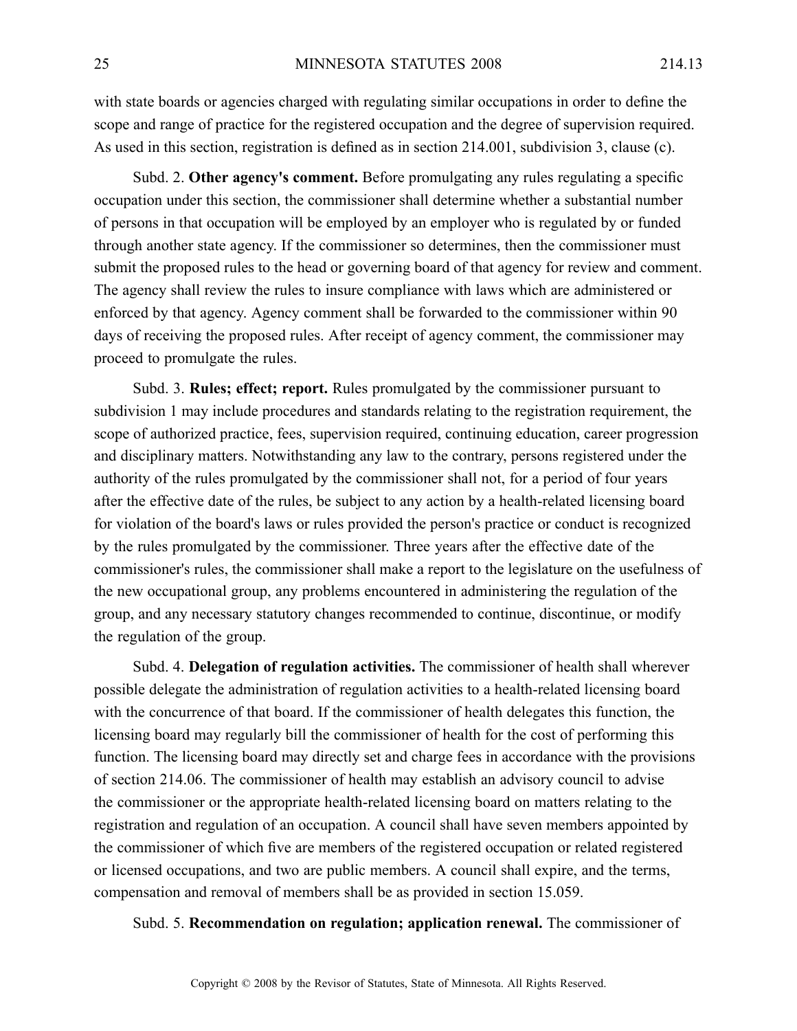with state boards or agencies charged with regulating similar occupations in order to define the scope and range of practice for the registered occupation and the degree of supervision required. As used in this section, registration is defined as in section 214.001, subdivision 3, clause (c).

Subd. 2. **Other agency's comment.** Before promulgating any rules regulating a specific occupation under this section, the commissioner shall determine whether a substantial number of persons in that occupation will be employed by an employer who is regulated by or funded through another state agency. If the commissioner so determines, then the commissioner must submit the proposed rules to the head or governing board of that agency for review and comment. The agency shall review the rules to insure compliance with laws which are administered or enforced by that agency. Agency comment shall be forwarded to the commissioner within 90 days of receiving the proposed rules. After receipt of agency comment, the commissioner may proceed to promulgate the rules.

Subd. 3. **Rules; effect; report.** Rules promulgated by the commissioner pursuant to subdivision 1 may include procedures and standards relating to the registration requirement, the scope of authorized practice, fees, supervision required, continuing education, career progression and disciplinary matters. Notwithstanding any law to the contrary, persons registered under the authority of the rules promulgated by the commissioner shall not, for a period of four years after the effective date of the rules, be subject to any action by a health-related licensing board for violation of the board's laws or rules provided the person's practice or conduct is recognized by the rules promulgated by the commissioner. Three years after the effective date of the commissioner's rules, the commissioner shall make a report to the legislature on the usefulness of the new occupational group, any problems encountered in administering the regulation of the group, and any necessary statutory changes recommended to continue, discontinue, or modify the regulation of the group.

Subd. 4. **Delegation of regulation activities.** The commissioner of health shall wherever possible delegate the administration of regulation activities to a health-related licensing board with the concurrence of that board. If the commissioner of health delegates this function, the licensing board may regularly bill the commissioner of health for the cost of performing this function. The licensing board may directly set and charge fees in accordance with the provisions of section 214.06. The commissioner of health may establish an advisory council to advise the commissioner or the appropriate health-related licensing board on matters relating to the registration and regulation of an occupation. A council shall have seven members appointed by the commissioner of which five are members of the registered occupation or related registered or licensed occupations, and two are public members. A council shall expire, and the terms, compensation and removal of members shall be as provided in section 15.059.

Subd. 5. **Recommendation on regulation; application renewal.** The commissioner of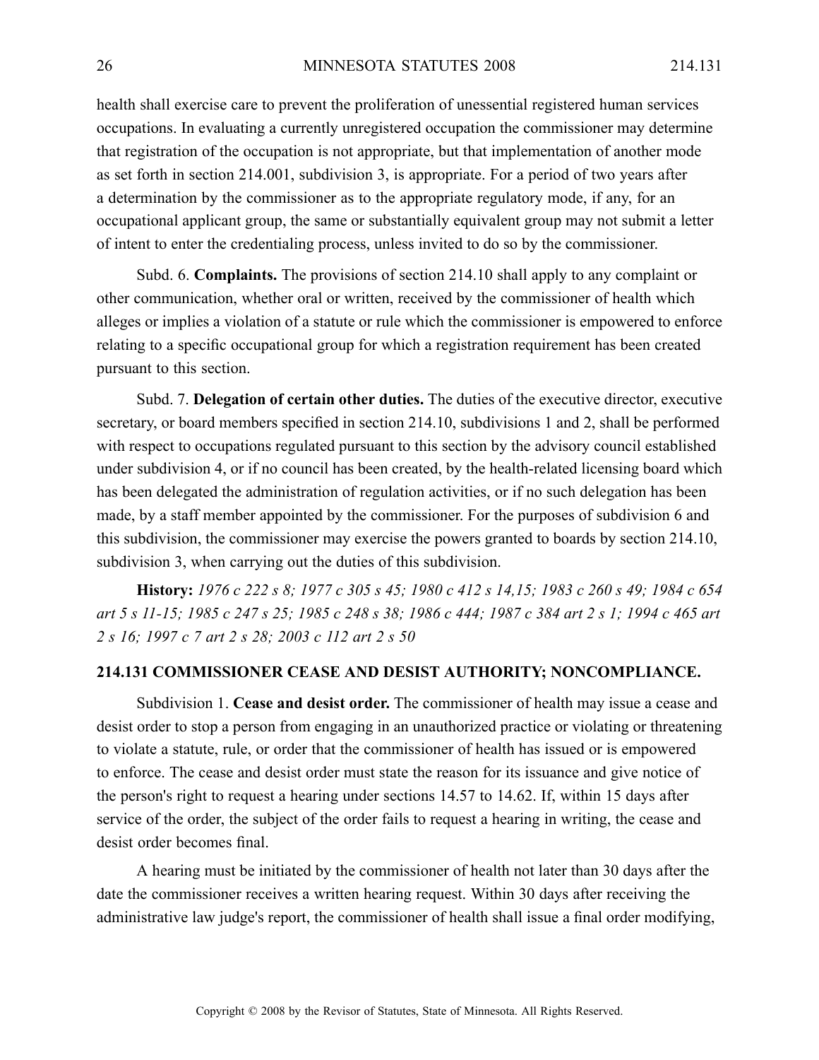health shall exercise care to prevent the proliferation of unessential registered human services occupations. In evaluating a currently unregistered occupation the commissioner may determine that registration of the occupation is not appropriate, but that implementation of another mode as set forth in section 214.001, subdivision 3, is appropriate. For a period of two years after a determination by the commissioner as to the appropriate regulatory mode, if any, for an occupational applicant group, the same or substantially equivalent group may not submit a letter of intent to enter the credentialing process, unless invited to do so by the commissioner.

Subd. 6. **Complaints.** The provisions of section 214.10 shall apply to any complaint or other communication, whether oral or written, received by the commissioner of health which alleges or implies a violation of a statute or rule which the commissioner is empowered to enforce relating to a specific occupational group for which a registration requirement has been created pursuant to this section.

Subd. 7. **Delegation of certain other duties.** The duties of the executive director, executive secretary, or board members specified in section 214.10, subdivisions 1 and 2, shall be performed with respect to occupations regulated pursuant to this section by the advisory council established under subdivision 4, or if no council has been created, by the health-related licensing board which has been delegated the administration of regulation activities, or if no such delegation has been made, by a staff member appointed by the commissioner. For the purposes of subdivision 6 and this subdivision, the commissioner may exercise the powers granted to boards by section 214.10, subdivision 3, when carrying out the duties of this subdivision.

**History:** *1976 c 222 s 8; 1977 c 305 s 45; 1980 c 412 s 14,15; 1983 c 260 s 49; 1984 c 654 art 5 s 11-15; 1985 c 247 s 25; 1985 c 248 s 38; 1986 c 444; 1987 c 384 art 2 s 1; 1994 c 465 art 2 s 16; 1997 c 7 art 2 s 28; 2003 c 112 art 2 s 50*

## 214.131 COMMISSIONER CEASE AND DESIST AUTHORITY; NONCOMPLIANCE.

Subdivision 1. **Cease and desist order.** The commissioner of health may issue a cease and desist order to stop a person from engaging in an unauthorized practice or violating or threatening to violate a statute, rule, or order that the commissioner of health has issued or is empowered to enforce. The cease and desist order must state the reason for its issuance and give notice of the person's right to request a hearing under sections 14.57 to 14.62. If, within 15 days after service of the order, the subject of the order fails to request a hearing in writing, the cease and desist order becomes final.

A hearing must be initiated by the commissioner of health not later than 30 days after the date the commissioner receives a written hearing request. Within 30 days after receiving the administrative law judge's report, the commissioner of health shall issue a final order modifying,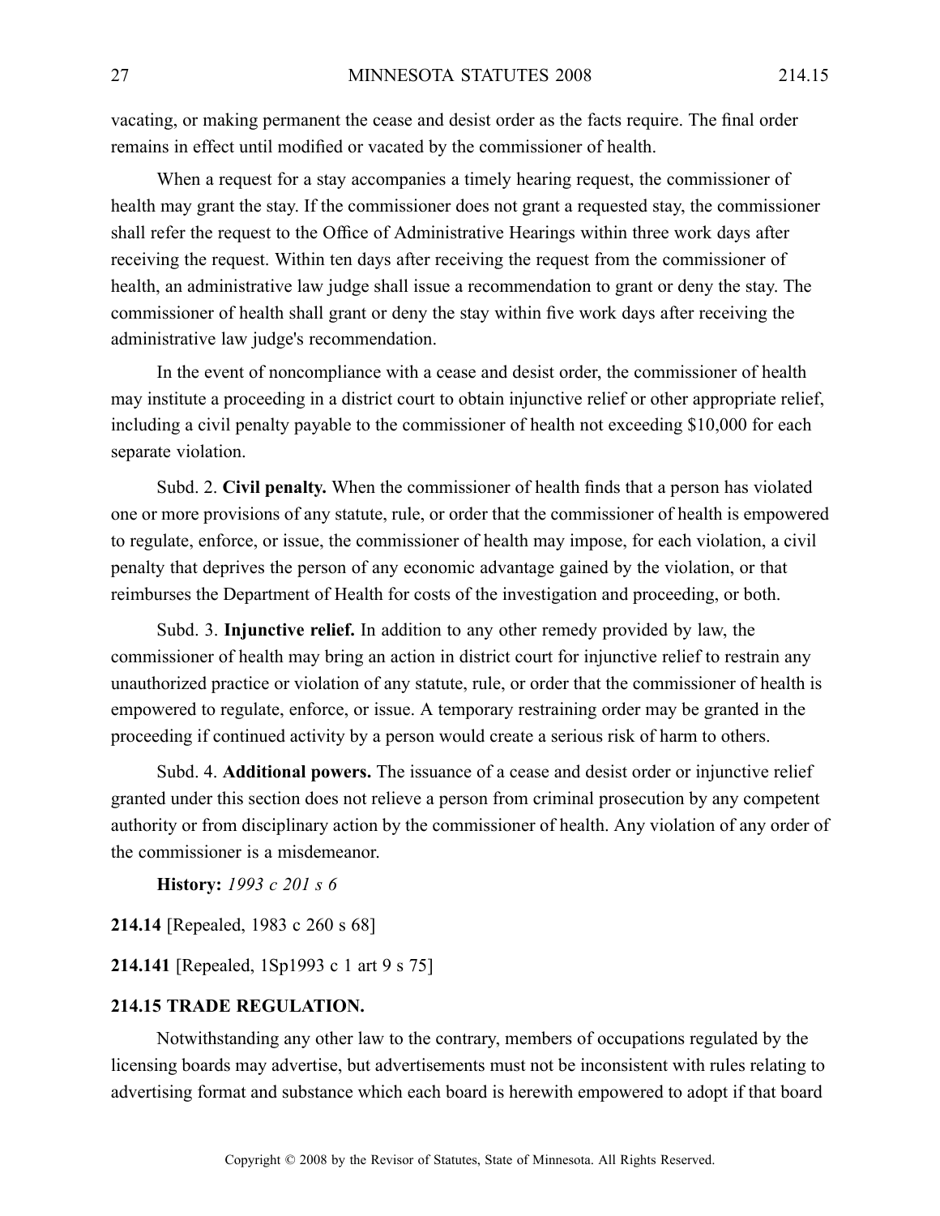vacating, or making permanent the cease and desist order as the facts require. The final order remains in effect until modified or vacated by the commissioner of health.

When a request for a stay accompanies a timely hearing request, the commissioner of health may grant the stay. If the commissioner does not grant a requested stay, the commissioner shall refer the request to the Office of Administrative Hearings within three work days after receiving the request. Within ten days after receiving the request from the commissioner of health, an administrative law judge shall issue a recommendation to grant or deny the stay. The commissioner of health shall grant or deny the stay within five work days after receiving the administrative law judge's recommendation.

In the event of noncompliance with a cease and desist order, the commissioner of health may institute a proceeding in a district court to obtain injunctive relief or other appropriate relief, including a civil penalty payable to the commissioner of health not exceeding $10,000 for each separate violation.

Subd. 2. **Civil penalty.** When the commissioner of health finds that a person has violated one or more provisions of any statute, rule, or order that the commissioner of health is empowered to regulate, enforce, or issue, the commissioner of health may impose, for each violation, a civil penalty that deprives the person of any economic advantage gained by the violation, or that reimburses the Department of Health for costs of the investigation and proceeding, or both.

Subd. 3. **Injunctive relief.** In addition to any other remedy provided by law, the commissioner of health may bring an action in district court for injunctive relief to restrain any unauthorized practice or violation of any statute, rule, or order that the commissioner of health is empowered to regulate, enforce, or issue. A temporary restraining order may be granted in the proceeding if continued activity by a person would create a serious risk of harm to others.

Subd. 4. **Additional powers.** The issuance of a cease and desist order or injunctive relief granted under this section does not relieve a person from criminal prosecution by any competent authority or from disciplinary action by the commissioner of health. Any violation of any order of the commissioner is a misdemeanor.

**History:** *1993 c 201 s 6*

**214.14** [Repealed, 1983 c 260 s 68]

**214.141** [Repealed, 1Sp1993 c 1 art 9 s 75]

**214.15 TRADE REGULATION.**

Notwithstanding any other law to the contrary, members of occupations regulated by the licensing boards may advertise, but advertisements must not be inconsistent with rules relating to advertising format and substance which each board is herewith empowered to adopt if that board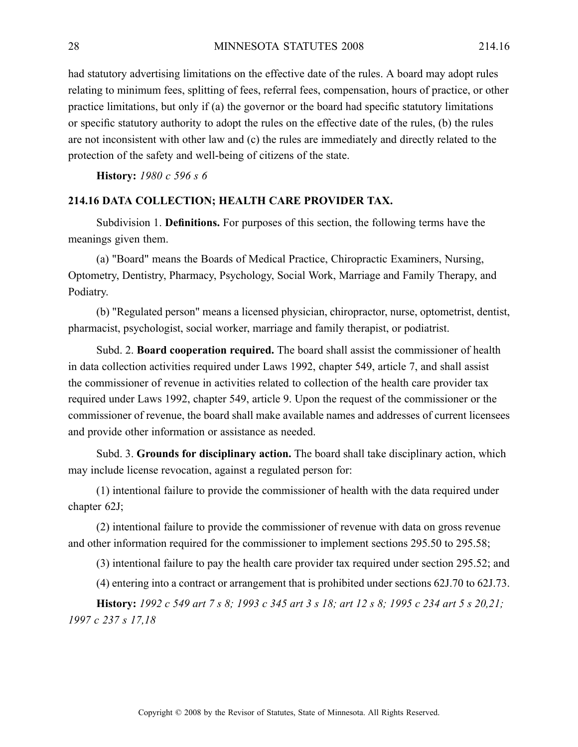had statutory advertising limitations on the effective date of the rules. A board may adopt rules relating to minimum fees, splitting of fees, referral fees, compensation, hours of practice, or other practice limitations, but only if (a) the governor or the board had specific statutory limitations or specific statutory authority to adopt the rules on the effective date of the rules, (b) the rules are not inconsistent with other law and (c) the rules are immediately and directly related to the protection of the safety and well-being of citizens of the state.

**History:** *1980 c 596 s 6*

## 214.16 DATA COLLECTION; HEALTH CARE PROVIDER TAX.

Subdivision 1. **Definitions.** For purposes of this section, the following terms have the meanings given them.

(a) "Board" means the Boards of Medical Practice, Chiropractic Examiners, Nursing, Optometry, Dentistry, Pharmacy, Psychology, Social Work, Marriage and Family Therapy, and Podiatry.

(b) "Regulated person" means a licensed physician, chiropractor, nurse, optometrist, dentist, pharmacist, psychologist, social worker, marriage and family therapist, or podiatrist.

Subd. 2. **Board cooperation required.** The board shall assist the commissioner of health in data collection activities required under Laws 1992, chapter 549, article 7, and shall assist the commissioner of revenue in activities related to collection of the health care provider tax required under Laws 1992, chapter 549, article 9. Upon the request of the commissioner or the commissioner of revenue, the board shall make available names and addresses of current licensees and provide other information or assistance as needed.

Subd. 3. **Grounds for disciplinary action.** The board shall take disciplinary action, which may include license revocation, against a regulated person for:

(1) intentional failure to provide the commissioner of health with the data required under chapter 62J;

(2) intentional failure to provide the commissioner of revenue with data on gross revenue and other information required for the commissioner to implement sections 295.50 to 295.58;

(3) intentional failure to pay the health care provider tax required under section 295.52; and

(4) entering into a contract or arrangement that is prohibited under sections 62J.70 to 62J.73.

**History:** *1992 c 549 art 7 s 8; 1993 c 345 art 3 s 18; art 12 s 8; 1995 c 234 art 5 s 20,21; 1997 c 237 s 17,18*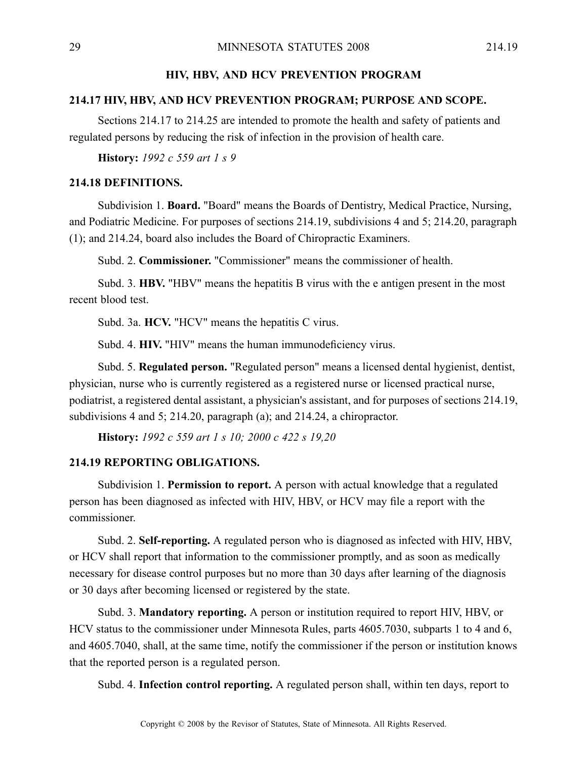## HIV, HBV, AND HCV PREVENTION PROGRAM

### 214.17 HIV, HBV, AND HCV PREVENTION PROGRAM; PURPOSE AND SCOPE.

Sections 214.17 to 214.25 are intended to promote the health and safety of patients and regulated persons by reducing the risk of infection in the provision of health care.

**History:** *1992 c 559 art 1 s 9*

### 214.18 DEFINITIONS.

Subdivision 1. **Board.** "Board" means the Boards of Dentistry, Medical Practice, Nursing, and Podiatric Medicine. For purposes of sections 214.19, subdivisions 4 and 5; 214.20, paragraph (1); and 214.24, board also includes the Board of Chiropractic Examiners.

Subd. 2. **Commissioner.** "Commissioner" means the commissioner of health.

Subd. 3. **HBV.** "HBV" means the hepatitis B virus with the e antigen present in the most recent blood test.

Subd. 3a. **HCV.** "HCV" means the hepatitis C virus.

Subd. 4. **HIV.** "HIV" means the human immunodeficiency virus.

Subd. 5. **Regulated person.** "Regulated person" means a licensed dental hygienist, dentist, physician, nurse who is currently registered as a registered nurse or licensed practical nurse, podiatrist, a registered dental assistant, a physician's assistant, and for purposes of sections 214.19, subdivisions 4 and 5; 214.20, paragraph (a); and 214.24, a chiropractor.

**History:** *1992 c 559 art 1 s 10; 2000 c 422 s 19,20*

### 214.19 REPORTING OBLIGATIONS.

Subdivision 1. **Permission to report.** A person with actual knowledge that a regulated person has been diagnosed as infected with HIV, HBV, or HCV may file a report with the commissioner.

Subd. 2. **Self-reporting.** A regulated person who is diagnosed as infected with HIV, HBV, or HCV shall report that information to the commissioner promptly, and as soon as medically necessary for disease control purposes but no more than 30 days after learning of the diagnosis or 30 days after becoming licensed or registered by the state.

Subd. 3. **Mandatory reporting.** A person or institution required to report HIV, HBV, or HCV status to the commissioner under Minnesota Rules, parts 4605.7030, subparts 1 to 4 and 6, and 4605.7040, shall, at the same time, notify the commissioner if the person or institution knows that the reported person is a regulated person.

Subd. 4. **Infection control reporting.** A regulated person shall, within ten days, report to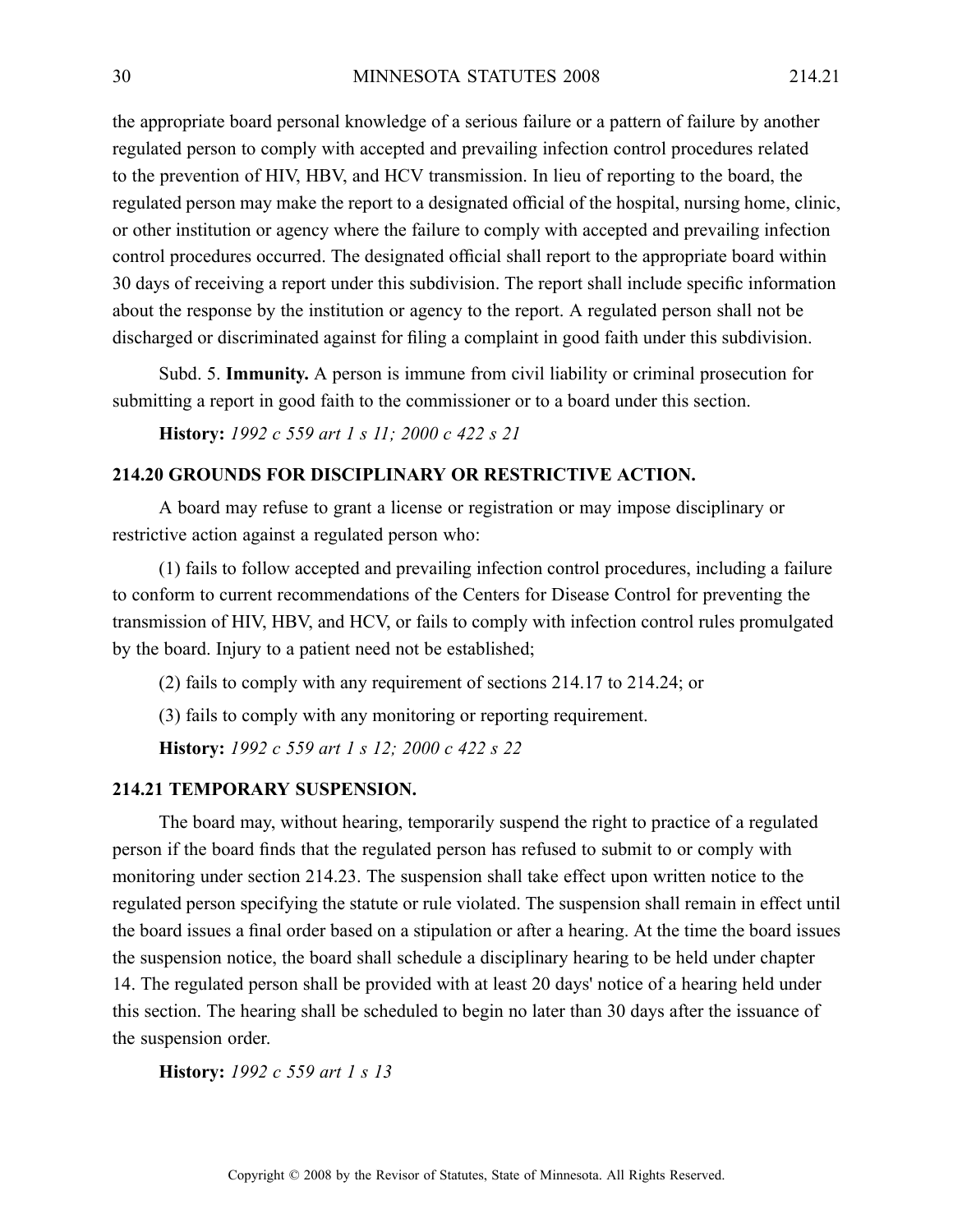the appropriate board personal knowledge of a serious failure or a pattern of failure by another regulated person to comply with accepted and prevailing infection control procedures related to the prevention of HIV, HBV, and HCV transmission. In lieu of reporting to the board, the regulated person may make the report to a designated official of the hospital, nursing home, clinic, or other institution or agency where the failure to comply with accepted and prevailing infection control procedures occurred. The designated official shall report to the appropriate board within 30 days of receiving a report under this subdivision. The report shall include specific information about the response by the institution or agency to the report. A regulated person shall not be discharged or discriminated against for filing a complaint in good faith under this subdivision.

Subd. 5. **Immunity.** A person is immune from civil liability or criminal prosecution for submitting a report in good faith to the commissioner or to a board under this section.

**History:** *1992 c 559 art 1 s 11; 2000 c 422 s 21*

## 214.20 GROUNDS FOR DISCIPLINARY OR RESTRICTIVE ACTION.

A board may refuse to grant a license or registration or may impose disciplinary or restrictive action against a regulated person who:

(1) fails to follow accepted and prevailing infection control procedures, including a failure to conform to current recommendations of the Centers for Disease Control for preventing the transmission of HIV, HBV, and HCV, or fails to comply with infection control rules promulgated by the board. Injury to a patient need not be established;

(2) fails to comply with any requirement of sections 214.17 to 214.24; or

(3) fails to comply with any monitoring or reporting requirement.

**History:** *1992 c 559 art 1 s 12; 2000 c 422 s 22*

## 214.21 TEMPORARY SUSPENSION.

The board may, without hearing, temporarily suspend the right to practice of a regulated person if the board finds that the regulated person has refused to submit to or comply with monitoring under section 214.23. The suspension shall take effect upon written notice to the regulated person specifying the statute or rule violated. The suspension shall remain in effect until the board issues a final order based on a stipulation or after a hearing. At the time the board issues the suspension notice, the board shall schedule a disciplinary hearing to be held under chapter 14. The regulated person shall be provided with at least 20 days' notice of a hearing held under this section. The hearing shall be scheduled to begin no later than 30 days after the issuance of the suspension order.

**History:** *1992 c 559 art 1 s 13*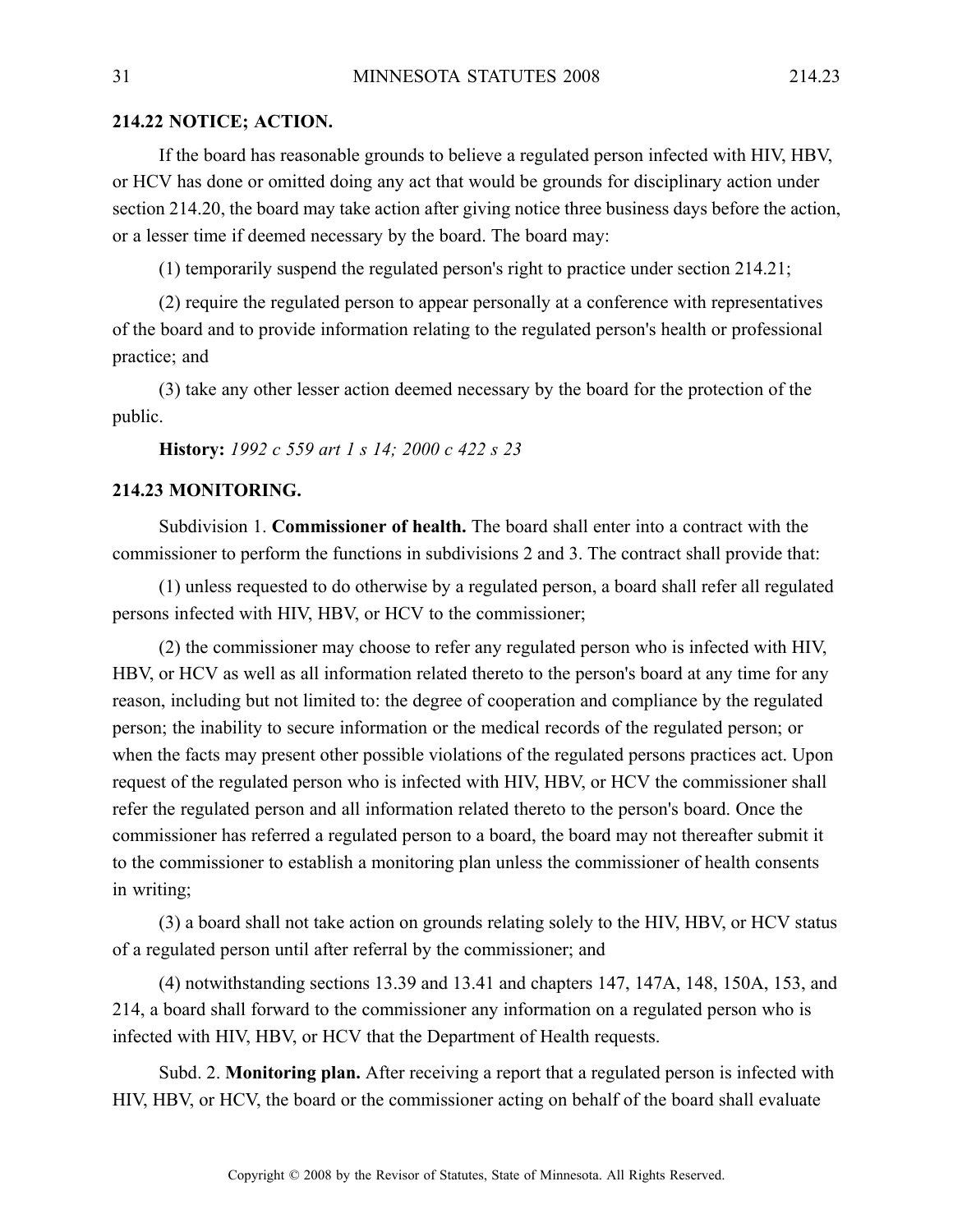**214.22 NOTICE; ACTION.**

If the board has reasonable grounds to believe a regulated person infected with HIV, HBV, or HCV has done or omitted doing any act that would be grounds for disciplinary action under section 214.20, the board may take action after giving notice three business days before the action, or a lesser time if deemed necessary by the board. The board may:

(1) temporarily suspend the regulated person's right to practice under section 214.21;

(2) require the regulated person to appear personally at a conference with representatives of the board and to provide information relating to the regulated person's health or professional practice; and

(3) take any other lesser action deemed necessary by the board for the protection of the public.

**History:** *1992 c 559 art 1 s 14; 2000 c 422 s 23*

**214.23 MONITORING.**

Subdivision 1. **Commissioner of health.** The board shall enter into a contract with the commissioner to perform the functions in subdivisions 2 and 3. The contract shall provide that:

(1) unless requested to do otherwise by a regulated person, a board shall refer all regulated persons infected with HIV, HBV, or HCV to the commissioner;

(2) the commissioner may choose to refer any regulated person who is infected with HIV, HBV, or HCV as well as all information related thereto to the person's board at any time for any reason, including but not limited to: the degree of cooperation and compliance by the regulated person; the inability to secure information or the medical records of the regulated person; or when the facts may present other possible violations of the regulated persons practices act. Upon request of the regulated person who is infected with HIV, HBV, or HCV the commissioner shall refer the regulated person and all information related thereto to the person's board. Once the commissioner has referred a regulated person to a board, the board may not thereafter submit it to the commissioner to establish a monitoring plan unless the commissioner of health consents in writing;

(3) a board shall not take action on grounds relating solely to the HIV, HBV, or HCV status of a regulated person until after referral by the commissioner; and

(4) notwithstanding sections 13.39 and 13.41 and chapters 147, 147A, 148, 150A, 153, and 214, a board shall forward to the commissioner any information on a regulated person who is infected with HIV, HBV, or HCV that the Department of Health requests.

Subd. 2. **Monitoring plan.** After receiving a report that a regulated person is infected with HIV, HBV, or HCV, the board or the commissioner acting on behalf of the board shall evaluate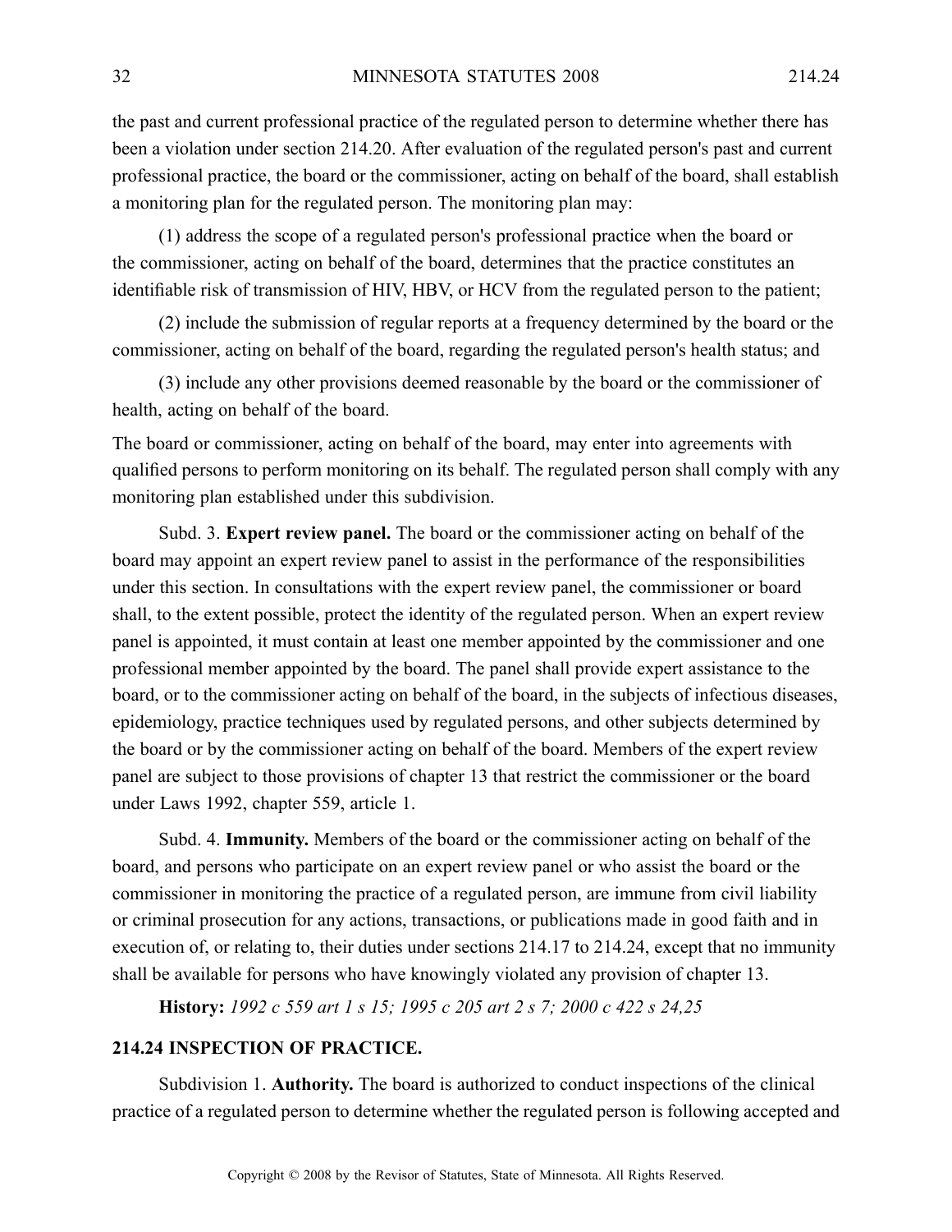the past and current professional practice of the regulated person to determine whether there has been a violation under section 214.20. After evaluation of the regulated person's past and current professional practice, the board or the commissioner, acting on behalf of the board, shall establish a monitoring plan for the regulated person. The monitoring plan may:

(1) address the scope of a regulated person's professional practice when the board or the commissioner, acting on behalf of the board, determines that the practice constitutes an identifiable risk of transmission of HIV, HBV, or HCV from the regulated person to the patient;

(2) include the submission of regular reports at a frequency determined by the board or the commissioner, acting on behalf of the board, regarding the regulated person's health status; and

(3) include any other provisions deemed reasonable by the board or the commissioner of health, acting on behalf of the board.

The board or commissioner, acting on behalf of the board, may enter into agreements with qualified persons to perform monitoring on its behalf. The regulated person shall comply with any monitoring plan established under this subdivision.

Subd. 3. **Expert review panel.** The board or the commissioner acting on behalf of the board may appoint an expert review panel to assist in the performance of the responsibilities under this section. In consultations with the expert review panel, the commissioner or board shall, to the extent possible, protect the identity of the regulated person. When an expert review panel is appointed, it must contain at least one member appointed by the commissioner and one professional member appointed by the board. The panel shall provide expert assistance to the board, or to the commissioner acting on behalf of the board, in the subjects of infectious diseases, epidemiology, practice techniques used by regulated persons, and other subjects determined by the board or by the commissioner acting on behalf of the board. Members of the expert review panel are subject to those provisions of chapter 13 that restrict the commissioner or the board under Laws 1992, chapter 559, article 1.

Subd. 4. **Immunity.** Members of the board or the commissioner acting on behalf of the board, and persons who participate on an expert review panel or who assist the board or the commissioner in monitoring the practice of a regulated person, are immune from civil liability or criminal prosecution for any actions, transactions, or publications made in good faith and in execution of, or relating to, their duties under sections 214.17 to 214.24, except that no immunity shall be available for persons who have knowingly violated any provision of chapter 13.

**History:** *1992 c 559 art 1 s 15; 1995 c 205 art 2 s 7; 2000 c 422 s 24,25*

## 214.24 INSPECTION OF PRACTICE.

Subdivision 1. **Authority.** The board is authorized to conduct inspections of the clinical practice of a regulated person to determine whether the regulated person is following accepted and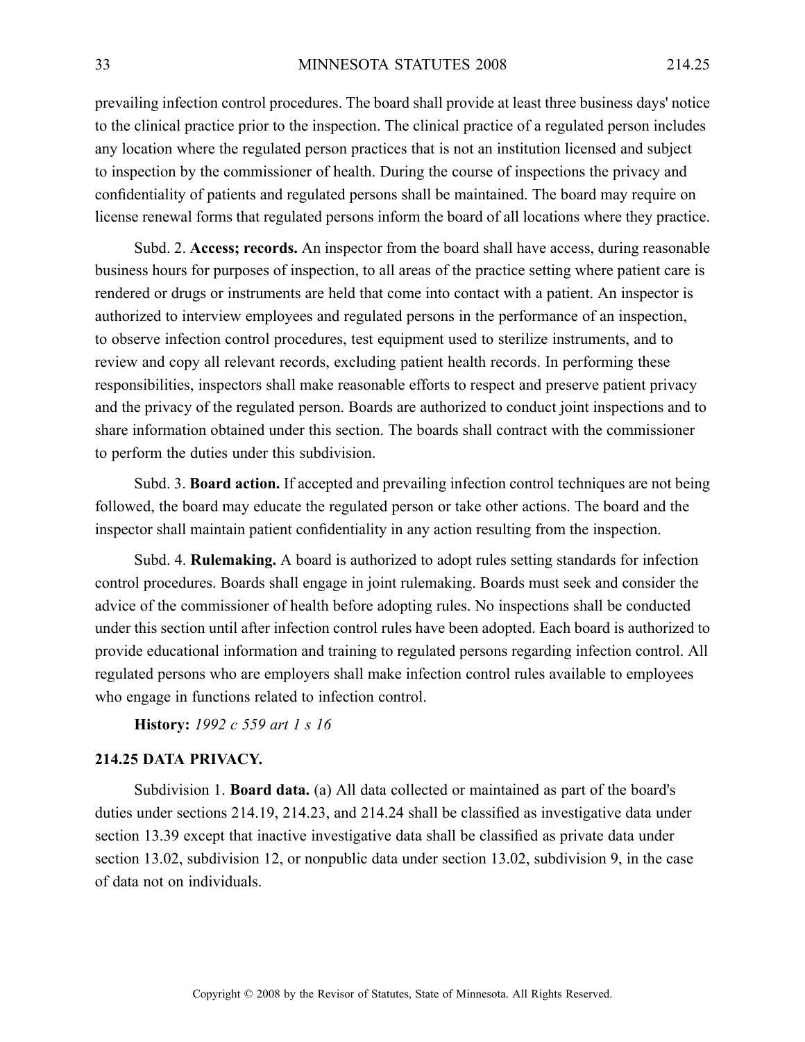prevailing infection control procedures. The board shall provide at least three business days' notice to the clinical practice prior to the inspection. The clinical practice of a regulated person includes any location where the regulated person practices that is not an institution licensed and subject to inspection by the commissioner of health. During the course of inspections the privacy and confidentiality of patients and regulated persons shall be maintained. The board may require on license renewal forms that regulated persons inform the board of all locations where they practice.

Subd. 2. **Access; records.** An inspector from the board shall have access, during reasonable business hours for purposes of inspection, to all areas of the practice setting where patient care is rendered or drugs or instruments are held that come into contact with a patient. An inspector is authorized to interview employees and regulated persons in the performance of an inspection, to observe infection control procedures, test equipment used to sterilize instruments, and to review and copy all relevant records, excluding patient health records. In performing these responsibilities, inspectors shall make reasonable efforts to respect and preserve patient privacy and the privacy of the regulated person. Boards are authorized to conduct joint inspections and to share information obtained under this section. The boards shall contract with the commissioner to perform the duties under this subdivision.

Subd. 3. **Board action.** If accepted and prevailing infection control techniques are not being followed, the board may educate the regulated person or take other actions. The board and the inspector shall maintain patient confidentiality in any action resulting from the inspection.

Subd. 4. **Rulemaking.** A board is authorized to adopt rules setting standards for infection control procedures. Boards shall engage in joint rulemaking. Boards must seek and consider the advice of the commissioner of health before adopting rules. No inspections shall be conducted under this section until after infection control rules have been adopted. Each board is authorized to provide educational information and training to regulated persons regarding infection control. All regulated persons who are employers shall make infection control rules available to employees who engage in functions related to infection control.

**History:** *1992 c 559 art 1 s 16*

## 214.25 DATA PRIVACY.

Subdivision 1. **Board data.** (a) All data collected or maintained as part of the board's duties under sections 214.19, 214.23, and 214.24 shall be classified as investigative data under section 13.39 except that inactive investigative data shall be classified as private data under section 13.02, subdivision 12, or nonpublic data under section 13.02, subdivision 9, in the case of data not on individuals.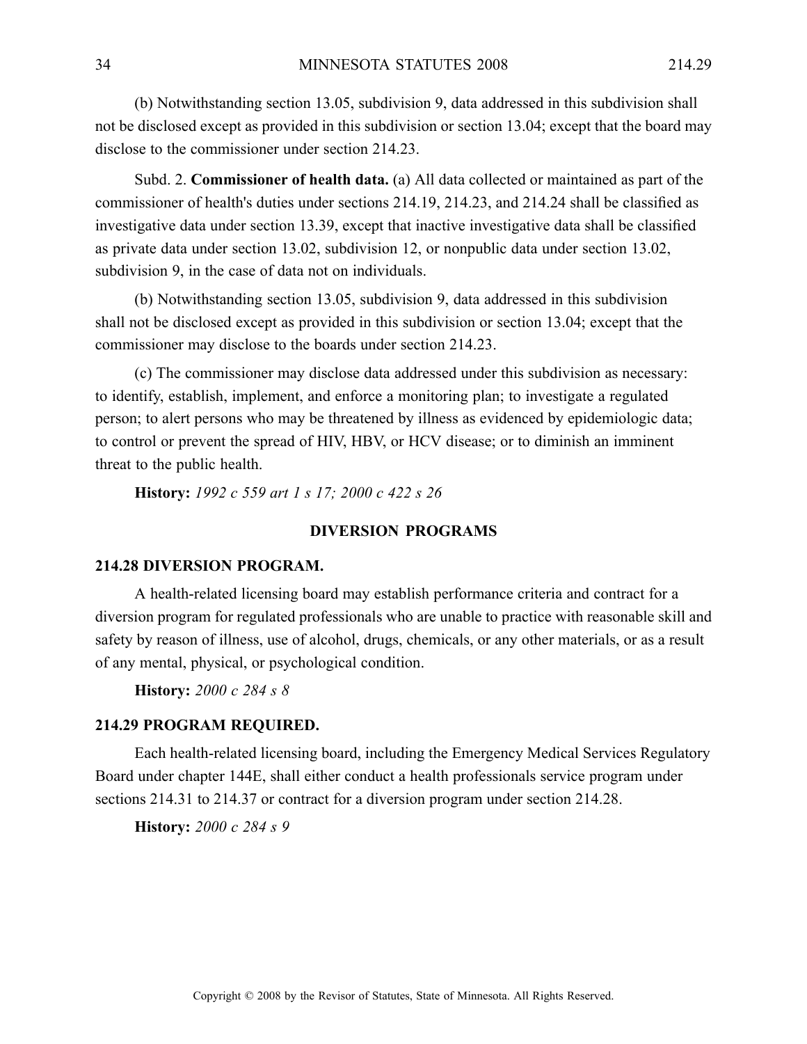(b) Notwithstanding section 13.05, subdivision 9, data addressed in this subdivision shall not be disclosed except as provided in this subdivision or section 13.04; except that the board may disclose to the commissioner under section 214.23.

Subd. 2. **Commissioner of health data.** (a) All data collected or maintained as part of the commissioner of health's duties under sections 214.19, 214.23, and 214.24 shall be classified as investigative data under section 13.39, except that inactive investigative data shall be classified as private data under section 13.02, subdivision 12, or nonpublic data under section 13.02, subdivision 9, in the case of data not on individuals.

(b) Notwithstanding section 13.05, subdivision 9, data addressed in this subdivision shall not be disclosed except as provided in this subdivision or section 13.04; except that the commissioner may disclose to the boards under section 214.23.

(c) The commissioner may disclose data addressed under this subdivision as necessary: to identify, establish, implement, and enforce a monitoring plan; to investigate a regulated person; to alert persons who may be threatened by illness as evidenced by epidemiologic data; to control or prevent the spread of HIV, HBV, or HCV disease; or to diminish an imminent threat to the public health.

**History:** *1992 c 559 art 1 s 17; 2000 c 422 s 26*

## DIVERSION PROGRAMS

### 214.28 DIVERSION PROGRAM.

A health-related licensing board may establish performance criteria and contract for a diversion program for regulated professionals who are unable to practice with reasonable skill and safety by reason of illness, use of alcohol, drugs, chemicals, or any other materials, or as a result of any mental, physical, or psychological condition.

**History:** *2000 c 284 s 8*

### 214.29 PROGRAM REQUIRED.

Each health-related licensing board, including the Emergency Medical Services Regulatory Board under chapter 144E, shall either conduct a health professionals service program under sections 214.31 to 214.37 or contract for a diversion program under section 214.28.

**History:** *2000 c 284 s 9*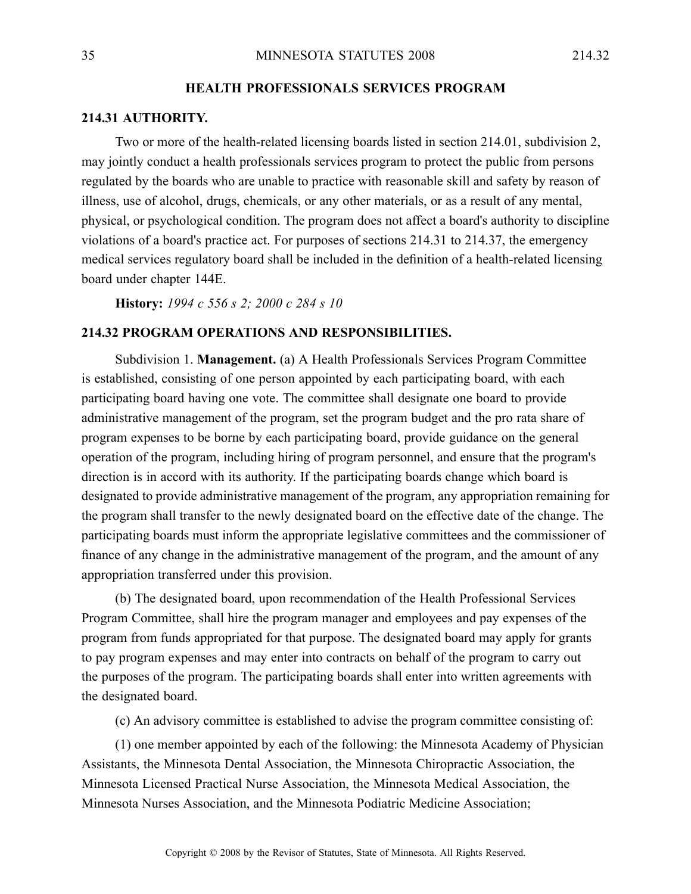## HEALTH PROFESSIONALS SERVICES PROGRAM

### 214.31 AUTHORITY.

Two or more of the health-related licensing boards listed in section 214.01, subdivision 2, may jointly conduct a health professionals services program to protect the public from persons regulated by the boards who are unable to practice with reasonable skill and safety by reason of illness, use of alcohol, drugs, chemicals, or any other materials, or as a result of any mental, physical, or psychological condition. The program does not affect a board's authority to discipline violations of a board's practice act. For purposes of sections 214.31 to 214.37, the emergency medical services regulatory board shall be included in the definition of a health-related licensing board under chapter 144E.

**History:** *1994 c 556 s 2; 2000 c 284 s 10*

### 214.32 PROGRAM OPERATIONS AND RESPONSIBILITIES.

Subdivision 1. **Management.** (a) A Health Professionals Services Program Committee is established, consisting of one person appointed by each participating board, with each participating board having one vote. The committee shall designate one board to provide administrative management of the program, set the program budget and the pro rata share of program expenses to be borne by each participating board, provide guidance on the general operation of the program, including hiring of program personnel, and ensure that the program's direction is in accord with its authority. If the participating boards change which board is designated to provide administrative management of the program, any appropriation remaining for the program shall transfer to the newly designated board on the effective date of the change. The participating boards must inform the appropriate legislative committees and the commissioner of finance of any change in the administrative management of the program, and the amount of any appropriation transferred under this provision.

(b) The designated board, upon recommendation of the Health Professional Services Program Committee, shall hire the program manager and employees and pay expenses of the program from funds appropriated for that purpose. The designated board may apply for grants to pay program expenses and may enter into contracts on behalf of the program to carry out the purposes of the program. The participating boards shall enter into written agreements with the designated board.

(c) An advisory committee is established to advise the program committee consisting of:

(1) one member appointed by each of the following: the Minnesota Academy of Physician Assistants, the Minnesota Dental Association, the Minnesota Chiropractic Association, the Minnesota Licensed Practical Nurse Association, the Minnesota Medical Association, the Minnesota Nurses Association, and the Minnesota Podiatric Medicine Association;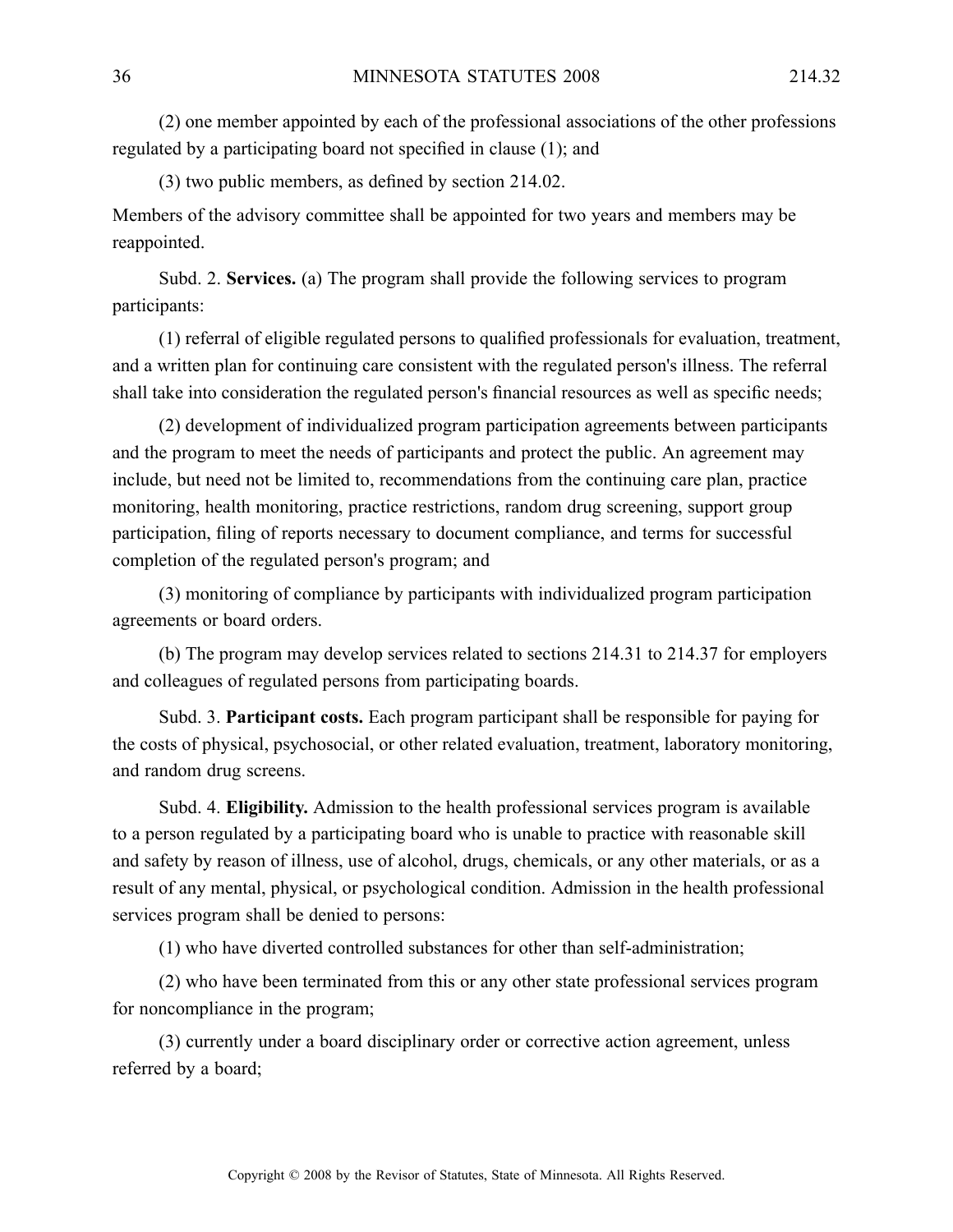(2) one member appointed by each of the professional associations of the other professions regulated by a participating board not specified in clause (1); and

(3) two public members, as defined by section 214.02.

Members of the advisory committee shall be appointed for two years and members may be reappointed.

Subd. 2. **Services.** (a) The program shall provide the following services to program participants:

(1) referral of eligible regulated persons to qualified professionals for evaluation, treatment, and a written plan for continuing care consistent with the regulated person's illness. The referral shall take into consideration the regulated person's financial resources as well as specific needs;

(2) development of individualized program participation agreements between participants and the program to meet the needs of participants and protect the public. An agreement may include, but need not be limited to, recommendations from the continuing care plan, practice monitoring, health monitoring, practice restrictions, random drug screening, support group participation, filing of reports necessary to document compliance, and terms for successful completion of the regulated person's program; and

(3) monitoring of compliance by participants with individualized program participation agreements or board orders.

(b) The program may develop services related to sections 214.31 to 214.37 for employers and colleagues of regulated persons from participating boards.

Subd. 3. **Participant costs.** Each program participant shall be responsible for paying for the costs of physical, psychosocial, or other related evaluation, treatment, laboratory monitoring, and random drug screens.

Subd. 4. **Eligibility.** Admission to the health professional services program is available to a person regulated by a participating board who is unable to practice with reasonable skill and safety by reason of illness, use of alcohol, drugs, chemicals, or any other materials, or as a result of any mental, physical, or psychological condition. Admission in the health professional services program shall be denied to persons:

(1) who have diverted controlled substances for other than self-administration;

(2) who have been terminated from this or any other state professional services program for noncompliance in the program;

(3) currently under a board disciplinary order or corrective action agreement, unless referred by a board;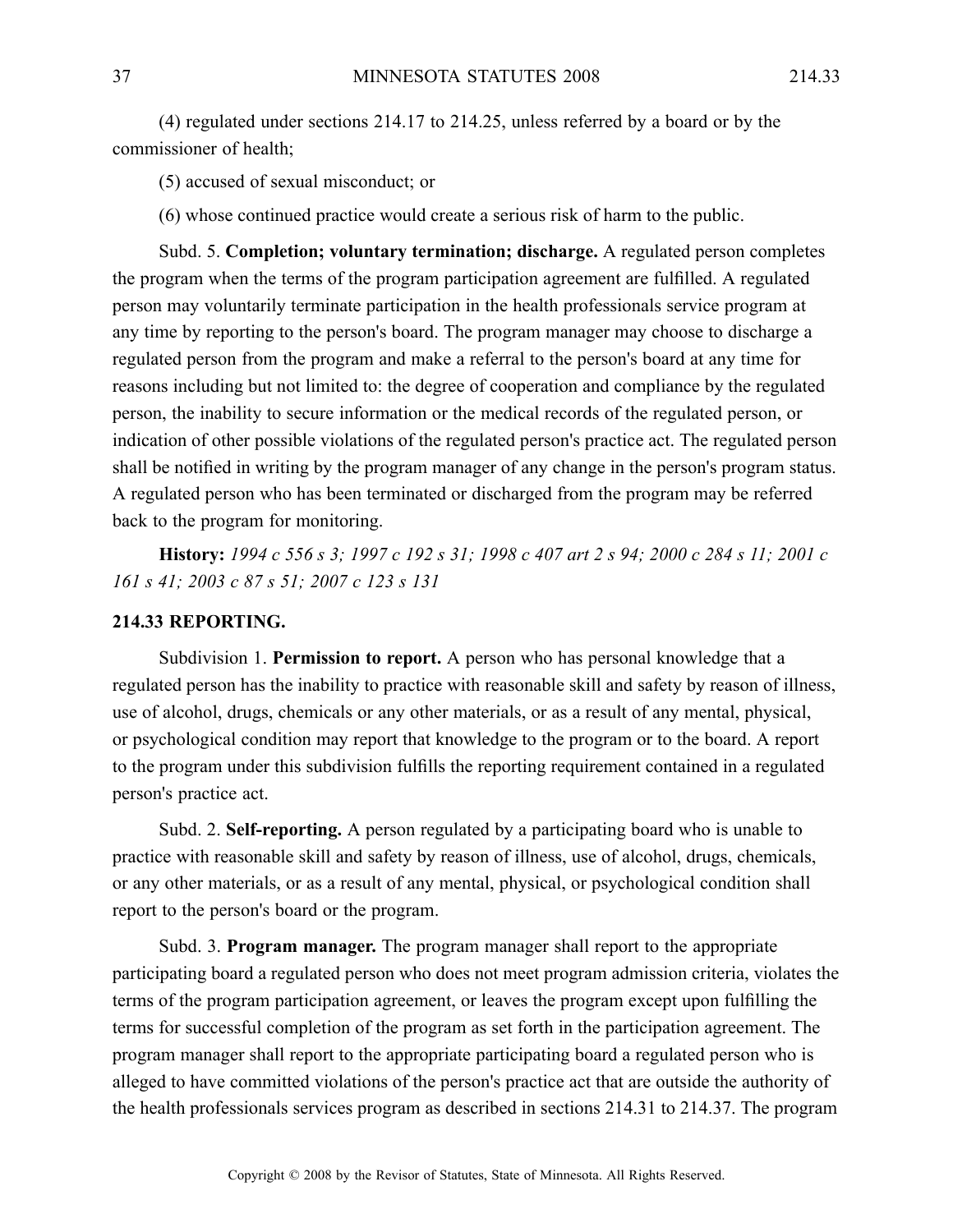(4) regulated under sections 214.17 to 214.25, unless referred by a board or by the commissioner of health;

(5) accused of sexual misconduct; or

(6) whose continued practice would create a serious risk of harm to the public.

Subd. 5. **Completion; voluntary termination; discharge.** A regulated person completes the program when the terms of the program participation agreement are fulfilled. A regulated person may voluntarily terminate participation in the health professionals service program at any time by reporting to the person's board. The program manager may choose to discharge a regulated person from the program and make a referral to the person's board at any time for reasons including but not limited to: the degree of cooperation and compliance by the regulated person, the inability to secure information or the medical records of the regulated person, or indication of other possible violations of the regulated person's practice act. The regulated person shall be notified in writing by the program manager of any change in the person's program status. A regulated person who has been terminated or discharged from the program may be referred back to the program for monitoring.

**History:** *1994 c 556 s 3; 1997 c 192 s 31; 1998 c 407 art 2 s 94; 2000 c 284 s 11; 2001 c 161 s 41; 2003 c 87 s 51; 2007 c 123 s 131*

### 214.33 REPORTING.

Subdivision 1. **Permission to report.** A person who has personal knowledge that a regulated person has the inability to practice with reasonable skill and safety by reason of illness, use of alcohol, drugs, chemicals or any other materials, or as a result of any mental, physical, or psychological condition may report that knowledge to the program or to the board. A report to the program under this subdivision fulfills the reporting requirement contained in a regulated person's practice act.

Subd. 2. **Self-reporting.** A person regulated by a participating board who is unable to practice with reasonable skill and safety by reason of illness, use of alcohol, drugs, chemicals, or any other materials, or as a result of any mental, physical, or psychological condition shall report to the person's board or the program.

Subd. 3. **Program manager.** The program manager shall report to the appropriate participating board a regulated person who does not meet program admission criteria, violates the terms of the program participation agreement, or leaves the program except upon fulfilling the terms for successful completion of the program as set forth in the participation agreement. The program manager shall report to the appropriate participating board a regulated person who is alleged to have committed violations of the person's practice act that are outside the authority of the health professionals services program as described in sections 214.31 to 214.37. The program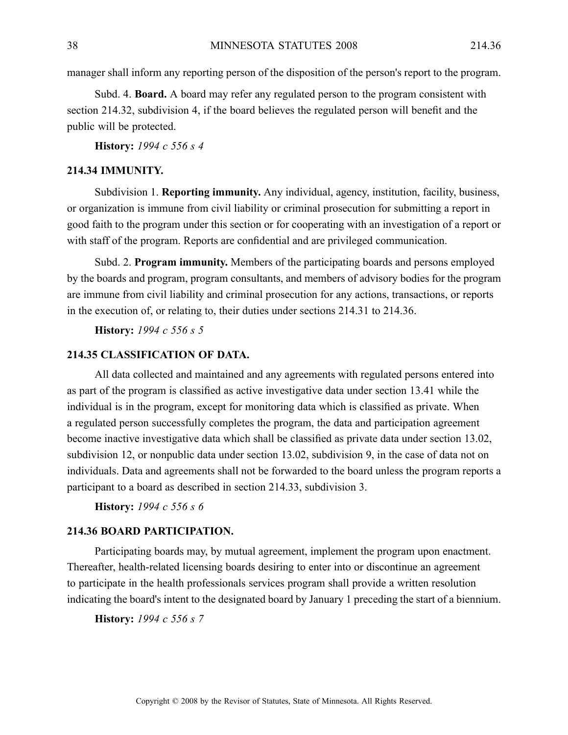manager shall inform any reporting person of the disposition of the person's report to the program.

Subd. 4. **Board.** A board may refer any regulated person to the program consistent with section 214.32, subdivision 4, if the board believes the regulated person will benefit and the public will be protected.

**History:** *1994 c 556 s 4*

### 214.34 IMMUNITY.

Subdivision 1. **Reporting immunity.** Any individual, agency, institution, facility, business, or organization is immune from civil liability or criminal prosecution for submitting a report in good faith to the program under this section or for cooperating with an investigation of a report or with staff of the program. Reports are confidential and are privileged communication.

Subd. 2. **Program immunity.** Members of the participating boards and persons employed by the boards and program, program consultants, and members of advisory bodies for the program are immune from civil liability and criminal prosecution for any actions, transactions, or reports in the execution of, or relating to, their duties under sections 214.31 to 214.36.

**History:** *1994 c 556 s 5*

### 214.35 CLASSIFICATION OF DATA.

All data collected and maintained and any agreements with regulated persons entered into as part of the program is classified as active investigative data under section 13.41 while the individual is in the program, except for monitoring data which is classified as private. When a regulated person successfully completes the program, the data and participation agreement become inactive investigative data which shall be classified as private data under section 13.02, subdivision 12, or nonpublic data under section 13.02, subdivision 9, in the case of data not on individuals. Data and agreements shall not be forwarded to the board unless the program reports a participant to a board as described in section 214.33, subdivision 3.

**History:** *1994 c 556 s 6*

### 214.36 BOARD PARTICIPATION.

Participating boards may, by mutual agreement, implement the program upon enactment. Thereafter, health-related licensing boards desiring to enter into or discontinue an agreement to participate in the health professionals services program shall provide a written resolution indicating the board's intent to the designated board by January 1 preceding the start of a biennium.

**History:** *1994 c 556 s 7*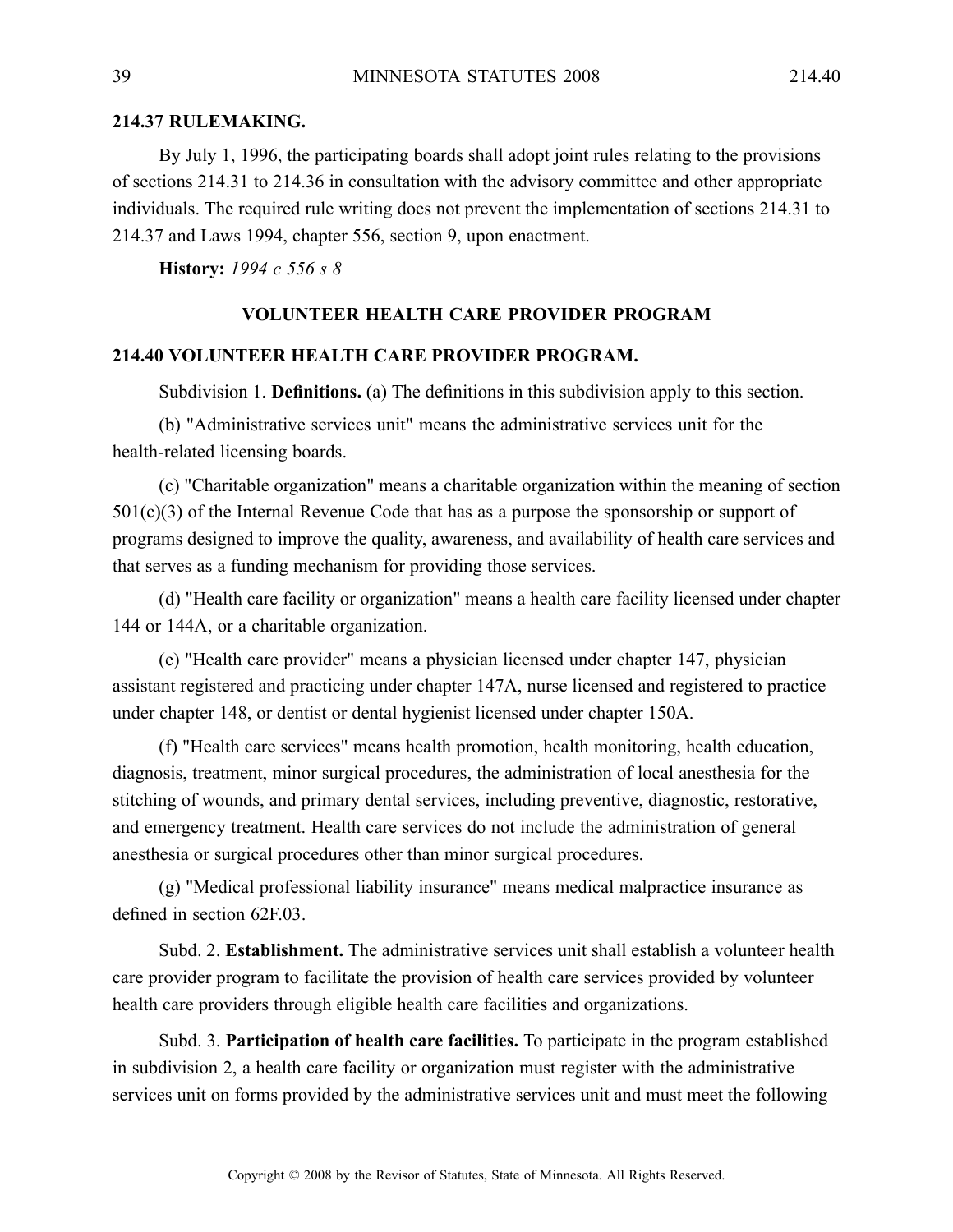### 214.37 RULEMAKING.

By July 1, 1996, the participating boards shall adopt joint rules relating to the provisions of sections 214.31 to 214.36 in consultation with the advisory committee and other appropriate individuals. The required rule writing does not prevent the implementation of sections 214.31 to 214.37 and Laws 1994, chapter 556, section 9, upon enactment.

**History:** *1994 c 556 s 8*

## VOLUNTEER HEALTH CARE PROVIDER PROGRAM

### 214.40 VOLUNTEER HEALTH CARE PROVIDER PROGRAM.

Subdivision 1. **Definitions.** (a) The definitions in this subdivision apply to this section.

(b) "Administrative services unit" means the administrative services unit for the health-related licensing boards.

(c) "Charitable organization" means a charitable organization within the meaning of section 501(c)(3) of the Internal Revenue Code that has as a purpose the sponsorship or support of programs designed to improve the quality, awareness, and availability of health care services and that serves as a funding mechanism for providing those services.

(d) "Health care facility or organization" means a health care facility licensed under chapter 144 or 144A, or a charitable organization.

(e) "Health care provider" means a physician licensed under chapter 147, physician assistant registered and practicing under chapter 147A, nurse licensed and registered to practice under chapter 148, or dentist or dental hygienist licensed under chapter 150A.

(f) "Health care services" means health promotion, health monitoring, health education, diagnosis, treatment, minor surgical procedures, the administration of local anesthesia for the stitching of wounds, and primary dental services, including preventive, diagnostic, restorative, and emergency treatment. Health care services do not include the administration of general anesthesia or surgical procedures other than minor surgical procedures.

(g) "Medical professional liability insurance" means medical malpractice insurance as defined in section 62F.03.

Subd. 2. **Establishment.** The administrative services unit shall establish a volunteer health care provider program to facilitate the provision of health care services provided by volunteer health care providers through eligible health care facilities and organizations.

Subd. 3. **Participation of health care facilities.** To participate in the program established in subdivision 2, a health care facility or organization must register with the administrative services unit on forms provided by the administrative services unit and must meet the following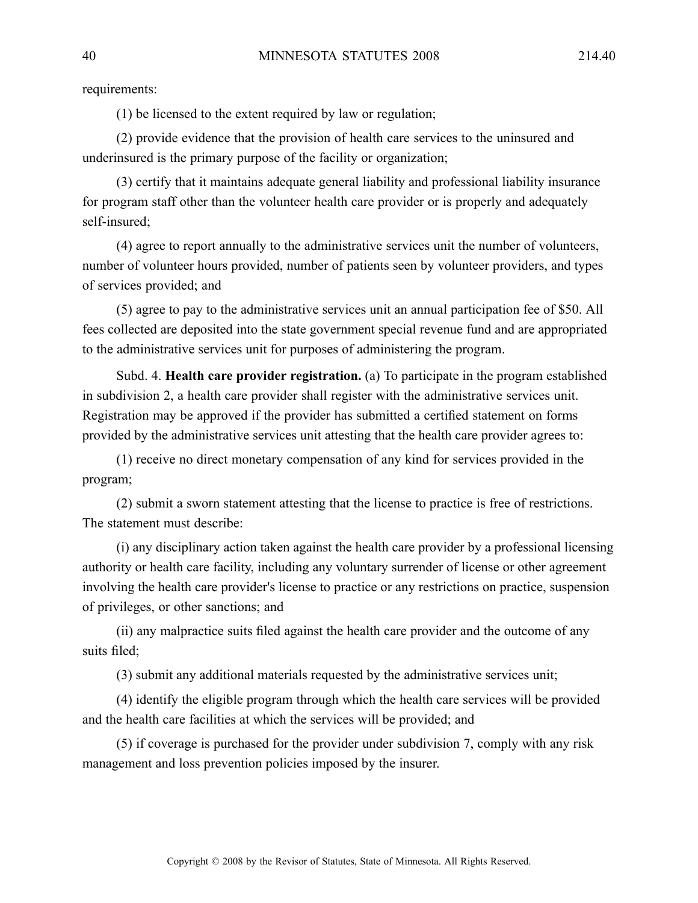requirements:

(1) be licensed to the extent required by law or regulation;

(2) provide evidence that the provision of health care services to the uninsured and underinsured is the primary purpose of the facility or organization;

(3) certify that it maintains adequate general liability and professional liability insurance for program staff other than the volunteer health care provider or is properly and adequately self-insured;

(4) agree to report annually to the administrative services unit the number of volunteers, number of volunteer hours provided, number of patients seen by volunteer providers, and types of services provided; and

(5) agree to pay to the administrative services unit an annual participation fee of $50. All fees collected are deposited into the state government special revenue fund and are appropriated to the administrative services unit for purposes of administering the program.

Subd. 4. **Health care provider registration.** (a) To participate in the program established in subdivision 2, a health care provider shall register with the administrative services unit. Registration may be approved if the provider has submitted a certified statement on forms provided by the administrative services unit attesting that the health care provider agrees to:

(1) receive no direct monetary compensation of any kind for services provided in the program;

(2) submit a sworn statement attesting that the license to practice is free of restrictions. The statement must describe:

(i) any disciplinary action taken against the health care provider by a professional licensing authority or health care facility, including any voluntary surrender of license or other agreement involving the health care provider's license to practice or any restrictions on practice, suspension of privileges, or other sanctions; and

(ii) any malpractice suits filed against the health care provider and the outcome of any suits filed;

(3) submit any additional materials requested by the administrative services unit;

(4) identify the eligible program through which the health care services will be provided and the health care facilities at which the services will be provided; and

(5) if coverage is purchased for the provider under subdivision 7, comply with any risk management and loss prevention policies imposed by the insurer.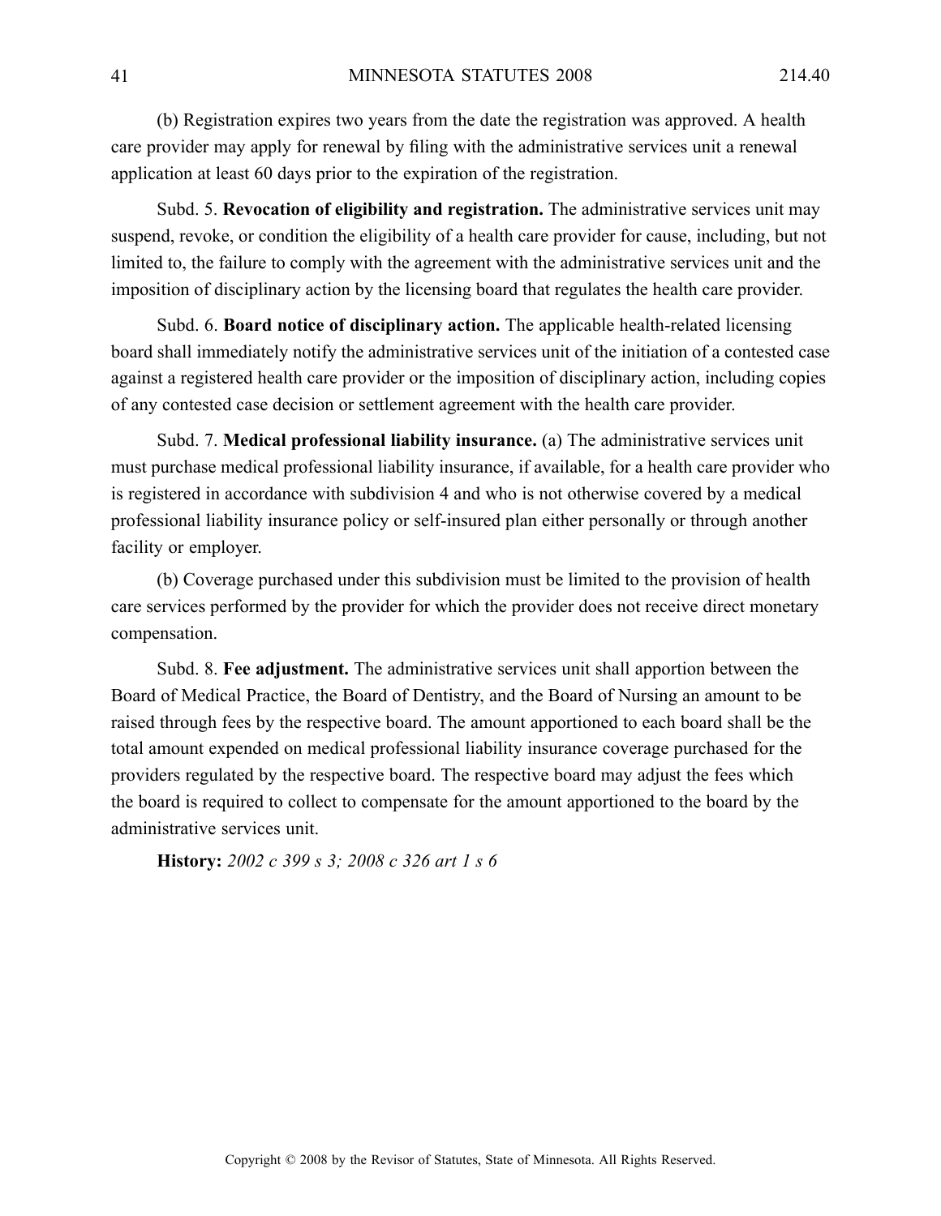(b) Registration expires two years from the date the registration was approved. A health care provider may apply for renewal by filing with the administrative services unit a renewal application at least 60 days prior to the expiration of the registration.

Subd. 5. **Revocation of eligibility and registration.** The administrative services unit may suspend, revoke, or condition the eligibility of a health care provider for cause, including, but not limited to, the failure to comply with the agreement with the administrative services unit and the imposition of disciplinary action by the licensing board that regulates the health care provider.

Subd. 6. **Board notice of disciplinary action.** The applicable health-related licensing board shall immediately notify the administrative services unit of the initiation of a contested case against a registered health care provider or the imposition of disciplinary action, including copies of any contested case decision or settlement agreement with the health care provider.

Subd. 7. **Medical professional liability insurance.** (a) The administrative services unit must purchase medical professional liability insurance, if available, for a health care provider who is registered in accordance with subdivision 4 and who is not otherwise covered by a medical professional liability insurance policy or self-insured plan either personally or through another facility or employer.

(b) Coverage purchased under this subdivision must be limited to the provision of health care services performed by the provider for which the provider does not receive direct monetary compensation.

Subd. 8. **Fee adjustment.** The administrative services unit shall apportion between the Board of Medical Practice, the Board of Dentistry, and the Board of Nursing an amount to be raised through fees by the respective board. The amount apportioned to each board shall be the total amount expended on medical professional liability insurance coverage purchased for the providers regulated by the respective board. The respective board may adjust the fees which the board is required to collect to compensate for the amount apportioned to the board by the administrative services unit.

**History:** *2002 c 399 s 3; 2008 c 326 art 1 s 6*